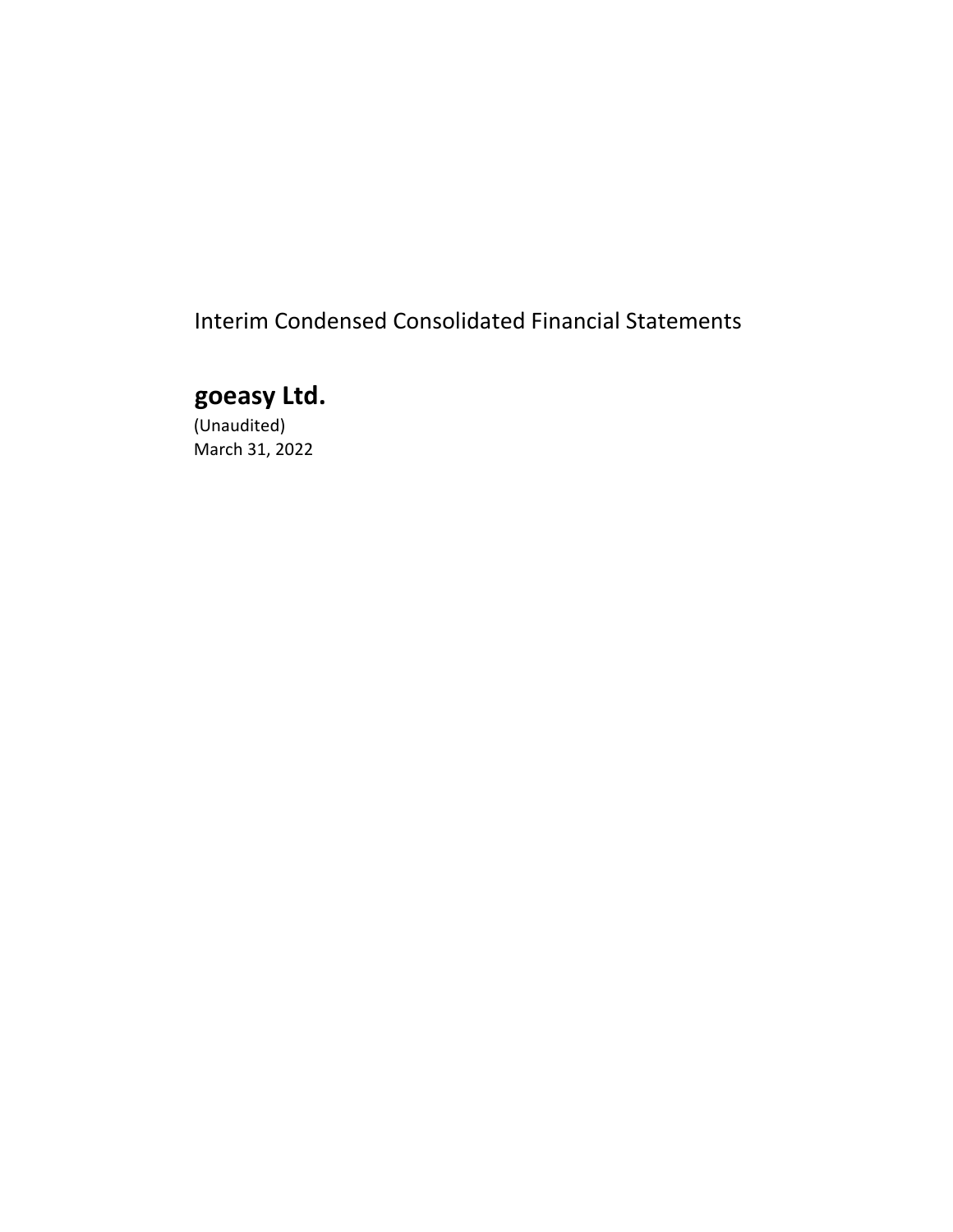Interim Condensed Consolidated Financial Statements

# goeasy Ltd.

(Unaudited)
March 31, 2022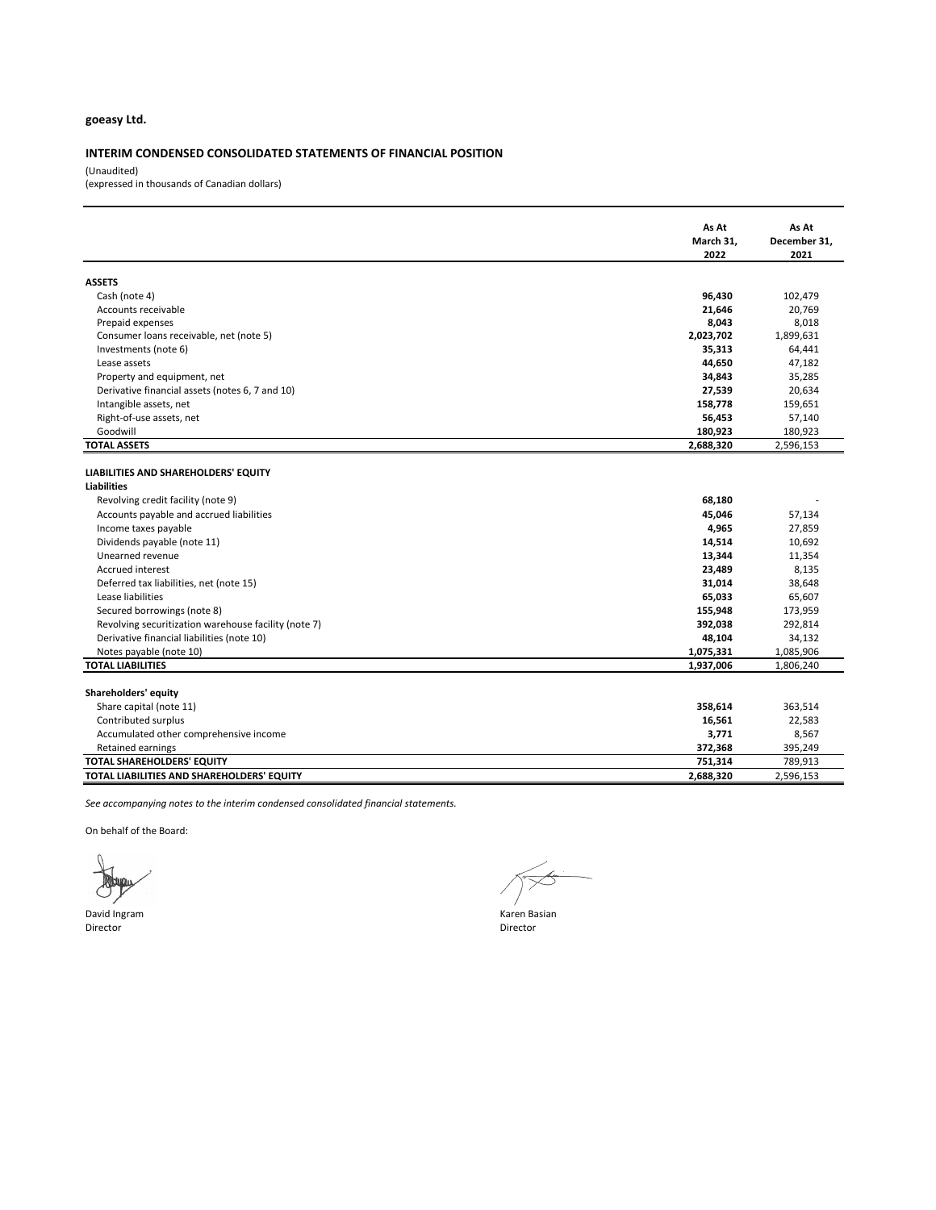**goeasy Ltd.**

**INTERIM CONDENSED CONSOLIDATED STATEMENTS OF FINANCIAL POSITION**

(Unaudited)
(expressed in thousands of Canadian dollars)

| | As At March 31, 2022 | As At December 31, 2021 |
|---|---|---|
| **ASSETS** | | |
| Cash (note 4) | **96,430** | 102,479 |
| Accounts receivable | **21,646** | 20,769 |
| Prepaid expenses | **8,043** | 8,018 |
| Consumer loans receivable, net (note 5) | **2,023,702** | 1,899,631 |
| Investments (note 6) | **35,313** | 64,441 |
| Lease assets | **44,650** | 47,182 |
| Property and equipment, net | **34,843** | 35,285 |
| Derivative financial assets (notes 6, 7 and 10) | **27,539** | 20,634 |
| Intangible assets, net | **158,778** | 159,651 |
| Right-of-use assets, net | **56,453** | 57,140 |
| Goodwill | **180,923** | 180,923 |
| **TOTAL ASSETS** | **2,688,320** | 2,596,153 |
| | | |
| **LIABILITIES AND SHAREHOLDERS' EQUITY** | | |
| **Liabilities** | | |
| Revolving credit facility (note 9) | **68,180** | - |
| Accounts payable and accrued liabilities | **45,046** | 57,134 |
| Income taxes payable | **4,965** | 27,859 |
| Dividends payable (note 11) | **14,514** | 10,692 |
| Unearned revenue | **13,344** | 11,354 |
| Accrued interest | **23,489** | 8,135 |
| Deferred tax liabilities, net (note 15) | **31,014** | 38,648 |
| Lease liabilities | **65,033** | 65,607 |
| Secured borrowings (note 8) | **155,948** | 173,959 |
| Revolving securitization warehouse facility (note 7) | **392,038** | 292,814 |
| Derivative financial liabilities (note 10) | **48,104** | 34,132 |
| Notes payable (note 10) | **1,075,331** | 1,085,906 |
| **TOTAL LIABILITIES** | **1,937,006** | 1,806,240 |
| | | |
| **Shareholders' equity** | | |
| Share capital (note 11) | **358,614** | 363,514 |
| Contributed surplus | **16,561** | 22,583 |
| Accumulated other comprehensive income | **3,771** | 8,567 |
| Retained earnings | **372,368** | 395,249 |
| **TOTAL SHAREHOLDERS' EQUITY** | **751,314** | 789,913 |
| **TOTAL LIABILITIES AND SHAREHOLDERS' EQUITY** | **2,688,320** | 2,596,153 |

*See accompanying notes to the interim condensed consolidated financial statements.*

On behalf of the Board:

David Ingram
Director

Karen Basian
Director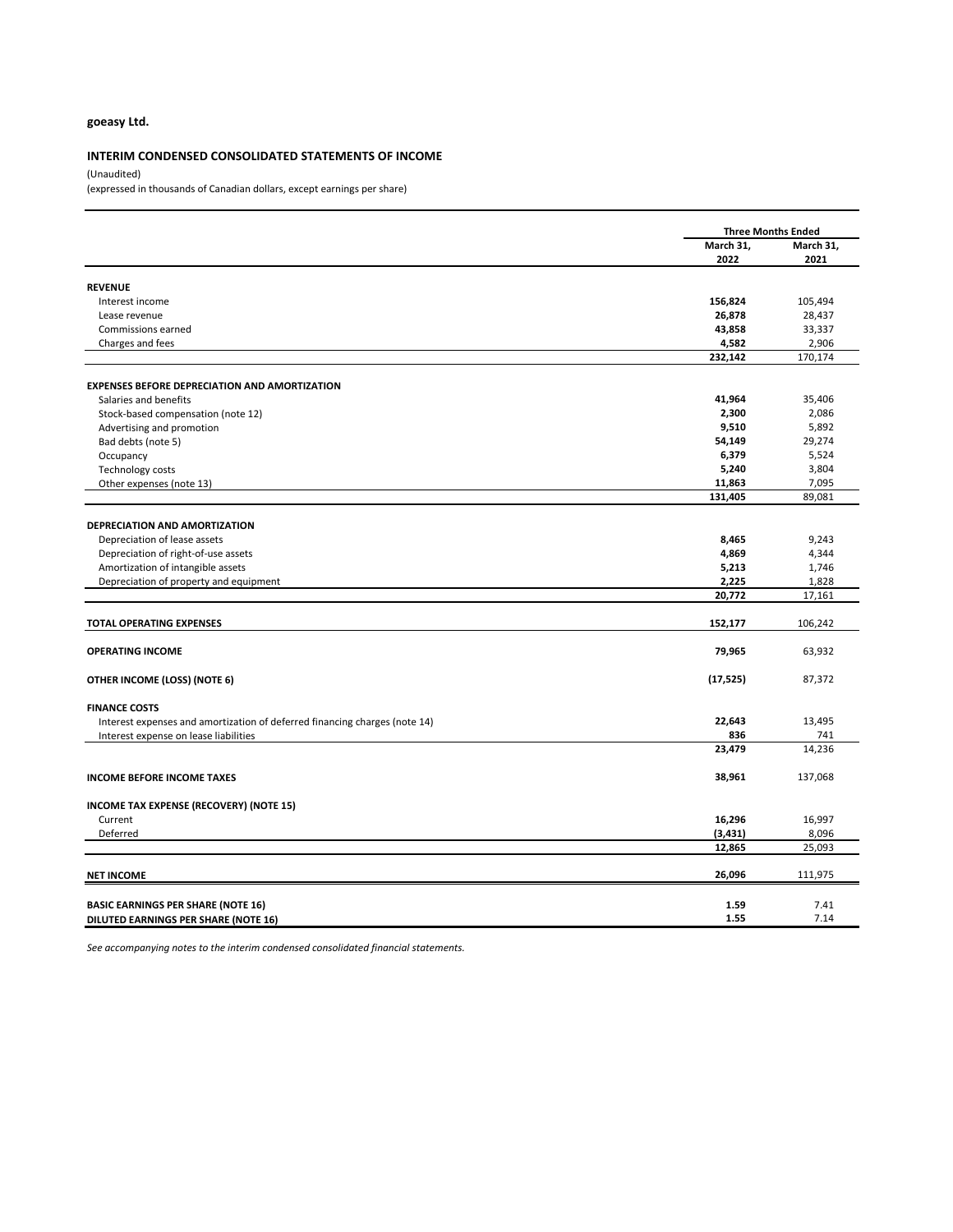**goeasy Ltd.**

## INTERIM CONDENSED CONSOLIDATED STATEMENTS OF INCOME

(Unaudited)

(expressed in thousands of Canadian dollars, except earnings per share)

| | Three Months Ended | |
|---|---|---|
| | **March 31, 2022** | **March 31, 2021** |
| **REVENUE** | | |
| Interest income | **156,824** | 105,494 |
| Lease revenue | **26,878** | 28,437 |
| Commissions earned | **43,858** | 33,337 |
| Charges and fees | **4,582** | 2,906 |
| | **232,142** | 170,174 |
| **EXPENSES BEFORE DEPRECIATION AND AMORTIZATION** | | |
| Salaries and benefits | **41,964** | 35,406 |
| Stock-based compensation (note 12) | **2,300** | 2,086 |
| Advertising and promotion | **9,510** | 5,892 |
| Bad debts (note 5) | **54,149** | 29,274 |
| Occupancy | **6,379** | 5,524 |
| Technology costs | **5,240** | 3,804 |
| Other expenses (note 13) | **11,863** | 7,095 |
| | **131,405** | 89,081 |
| **DEPRECIATION AND AMORTIZATION** | | |
| Depreciation of lease assets | **8,465** | 9,243 |
| Depreciation of right-of-use assets | **4,869** | 4,344 |
| Amortization of intangible assets | **5,213** | 1,746 |
| Depreciation of property and equipment | **2,225** | 1,828 |
| | **20,772** | 17,161 |
| **TOTAL OPERATING EXPENSES** | **152,177** | 106,242 |
| **OPERATING INCOME** | **79,965** | 63,932 |
| **OTHER INCOME (LOSS) (NOTE 6)** | **(17,525)** | 87,372 |
| **FINANCE COSTS** | | |
| Interest expenses and amortization of deferred financing charges (note 14) | **22,643** | 13,495 |
| Interest expense on lease liabilities | **836** | 741 |
| | **23,479** | 14,236 |
| **INCOME BEFORE INCOME TAXES** | **38,961** | 137,068 |
| **INCOME TAX EXPENSE (RECOVERY) (NOTE 15)** | | |
| Current | **16,296** | 16,997 |
| Deferred | **(3,431)** | 8,096 |
| | **12,865** | 25,093 |
| **NET INCOME** | **26,096** | 111,975 |
| **BASIC EARNINGS PER SHARE (NOTE 16)** | **1.59** | 7.41 |
| **DILUTED EARNINGS PER SHARE (NOTE 16)** | **1.55** | 7.14 |

*See accompanying notes to the interim condensed consolidated financial statements.*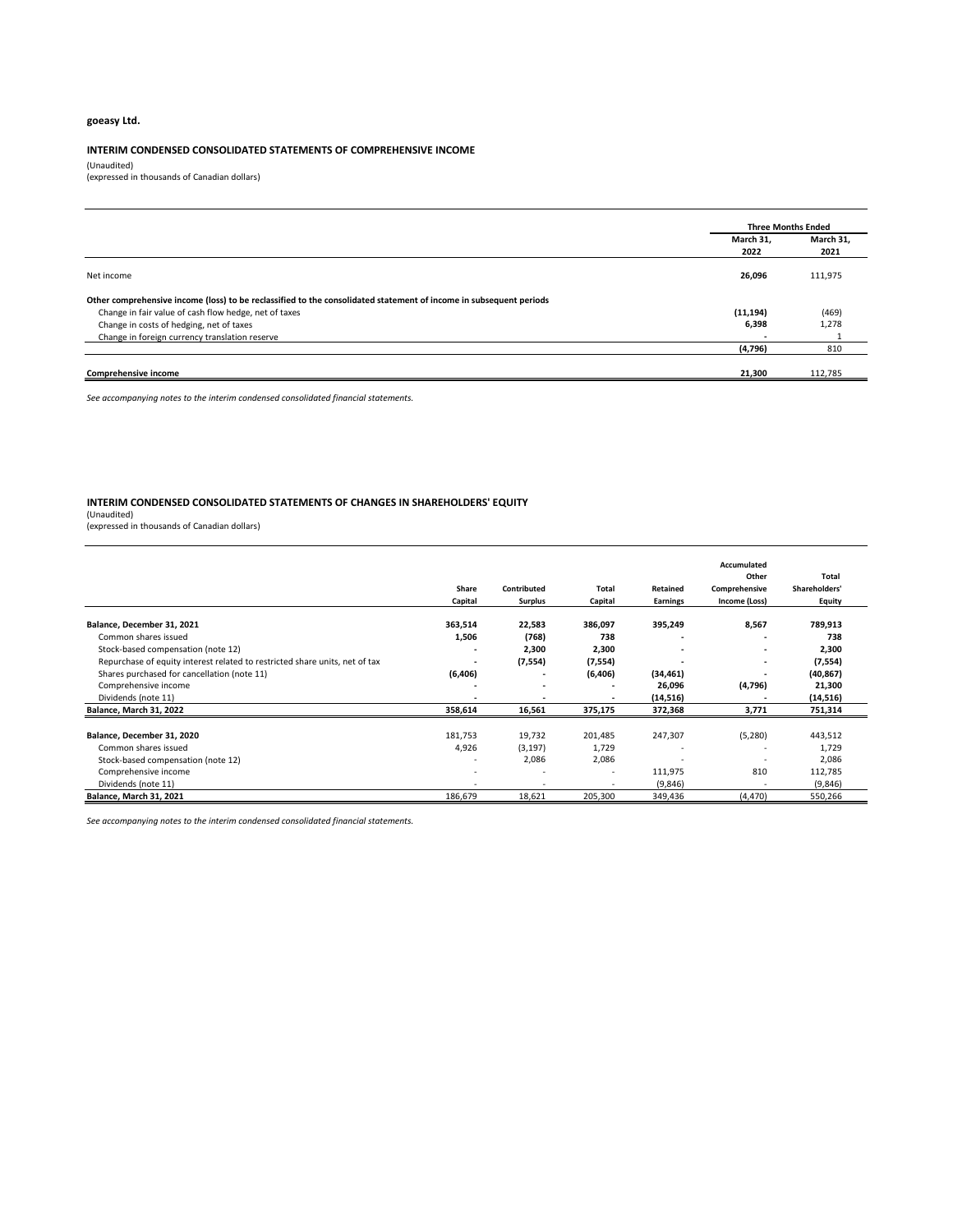**goeasy Ltd.**

## INTERIM CONDENSED CONSOLIDATED STATEMENTS OF COMPREHENSIVE INCOME

(Unaudited)
(expressed in thousands of Canadian dollars)

| | Three Months Ended | |
|---|---|---|
| | March 31, 2022 | March 31, 2021 |
| Net income | **26,096** | 111,975 |
| **Other comprehensive income (loss) to be reclassified to the consolidated statement of income in subsequent periods** | | |
| Change in fair value of cash flow hedge, net of taxes | **(11,194)** | (469) |
| Change in costs of hedging, net of taxes | **6,398** | 1,278 |
| Change in foreign currency translation reserve | **-** | 1 |
| | **(4,796)** | 810 |
| **Comprehensive income** | **21,300** | 112,785 |

*See accompanying notes to the interim condensed consolidated financial statements.*

## INTERIM CONDENSED CONSOLIDATED STATEMENTS OF CHANGES IN SHAREHOLDERS' EQUITY

(Unaudited)
(expressed in thousands of Canadian dollars)

| | Share Capital | Contributed Surplus | Total Capital | Retained Earnings | Accumulated Other Comprehensive Income (Loss) | Total Shareholders' Equity |
|---|---|---|---|---|---|---|
| **Balance, December 31, 2021** | **363,514** | **22,583** | **386,097** | **395,249** | **8,567** | **789,913** |
| Common shares issued | **1,506** | **(768)** | **738** | **-** | **-** | **738** |
| Stock-based compensation (note 12) | **-** | **2,300** | **2,300** | **-** | **-** | **2,300** |
| Repurchase of equity interest related to restricted share units, net of tax | **-** | **(7,554)** | **(7,554)** | **-** | **-** | **(7,554)** |
| Shares purchased for cancellation (note 11) | **(6,406)** | **-** | **(6,406)** | **(34,461)** | **-** | **(40,867)** |
| Comprehensive income | **-** | **-** | **-** | **26,096** | **(4,796)** | **21,300** |
| Dividends (note 11) | **-** | **-** | **-** | **(14,516)** | **-** | **(14,516)** |
| **Balance, March 31, 2022** | **358,614** | **16,561** | **375,175** | **372,368** | **3,771** | **751,314** |
| | | | | | | |
| **Balance, December 31, 2020** | 181,753 | 19,732 | 201,485 | 247,307 | (5,280) | 443,512 |
| Common shares issued | 4,926 | (3,197) | 1,729 | - | - | 1,729 |
| Stock-based compensation (note 12) | - | 2,086 | 2,086 | - | - | 2,086 |
| Comprehensive income | - | - | - | 111,975 | 810 | 112,785 |
| Dividends (note 11) | - | - | - | (9,846) | - | (9,846) |
| **Balance, March 31, 2021** | 186,679 | 18,621 | 205,300 | 349,436 | (4,470) | 550,266 |

*See accompanying notes to the interim condensed consolidated financial statements.*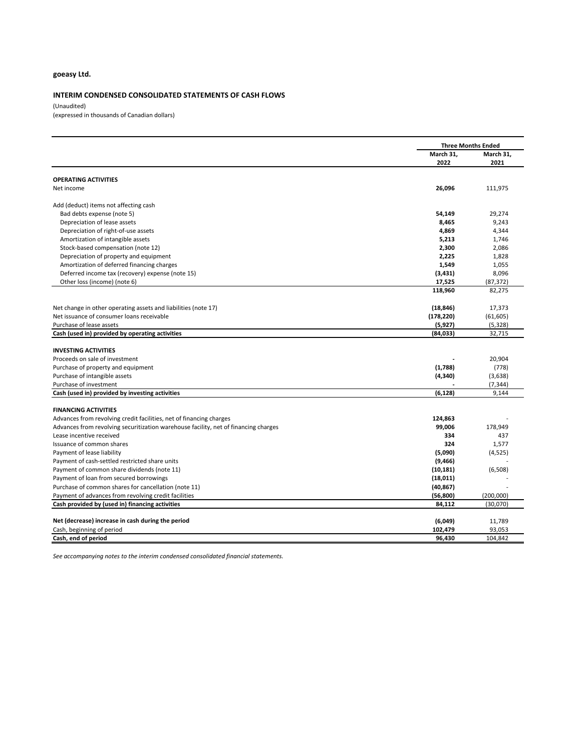**goeasy Ltd.**

**INTERIM CONDENSED CONSOLIDATED STATEMENTS OF CASH FLOWS**

(Unaudited)
(expressed in thousands of Canadian dollars)

| | Three Months Ended | |
|---|---|---|
| | **March 31, 2022** | **March 31, 2021** |
| **OPERATING ACTIVITIES** | | |
| Net income | **26,096** | 111,975 |
| | | |
| Add (deduct) items not affecting cash | | |
| Bad debts expense (note 5) | **54,149** | 29,274 |
| Depreciation of lease assets | **8,465** | 9,243 |
| Depreciation of right-of-use assets | **4,869** | 4,344 |
| Amortization of intangible assets | **5,213** | 1,746 |
| Stock-based compensation (note 12) | **2,300** | 2,086 |
| Depreciation of property and equipment | **2,225** | 1,828 |
| Amortization of deferred financing charges | **1,549** | 1,055 |
| Deferred income tax (recovery) expense (note 15) | **(3,431)** | 8,096 |
| Other loss (income) (note 6) | **17,525** | (87,372) |
| | **118,960** | 82,275 |
| | | |
| Net change in other operating assets and liabilities (note 17) | **(18,846)** | 17,373 |
| Net issuance of consumer loans receivable | **(178,220)** | (61,605) |
| Purchase of lease assets | **(5,927)** | (5,328) |
| **Cash (used in) provided by operating activities** | **(84,033)** | 32,715 |
| | | |
| **INVESTING ACTIVITIES** | | |
| Proceeds on sale of investment | **-** | 20,904 |
| Purchase of property and equipment | **(1,788)** | (778) |
| Purchase of intangible assets | **(4,340)** | (3,638) |
| Purchase of investment | **-** | (7,344) |
| **Cash (used in) provided by investing activities** | **(6,128)** | 9,144 |
| | | |
| **FINANCING ACTIVITIES** | | |
| Advances from revolving credit facilities, net of financing charges | **124,863** | - |
| Advances from revolving securitization warehouse facility, net of financing charges | **99,006** | 178,949 |
| Lease incentive received | **334** | 437 |
| Issuance of common shares | **324** | 1,577 |
| Payment of lease liability | **(5,090)** | (4,525) |
| Payment of cash-settled restricted share units | **(9,466)** | - |
| Payment of common share dividends (note 11) | **(10,181)** | (6,508) |
| Payment of loan from secured borrowings | **(18,011)** | - |
| Purchase of common shares for cancellation (note 11) | **(40,867)** | - |
| Payment of advances from revolving credit facilities | **(56,800)** | (200,000) |
| **Cash provided by (used in) financing activities** | **84,112** | (30,070) |
| | | |
| **Net (decrease) increase in cash during the period** | **(6,049)** | 11,789 |
| Cash, beginning of period | **102,479** | 93,053 |
| **Cash, end of period** | **96,430** | 104,842 |

*See accompanying notes to the interim condensed consolidated financial statements.*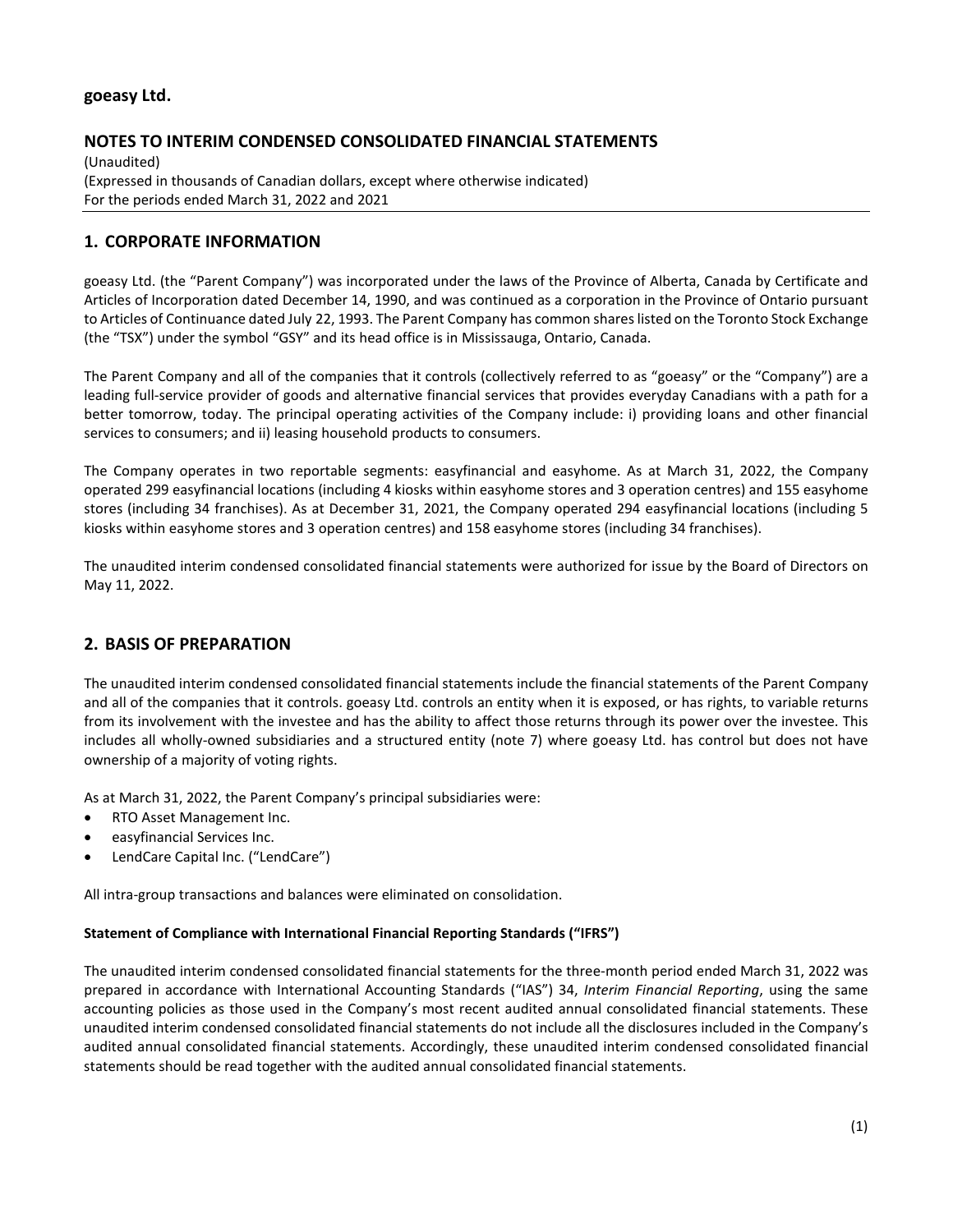**goeasy Ltd.**

## NOTES TO INTERIM CONDENSED CONSOLIDATED FINANCIAL STATEMENTS

(Unaudited)
(Expressed in thousands of Canadian dollars, except where otherwise indicated)
For the periods ended March 31, 2022 and 2021

## 1. CORPORATE INFORMATION

goeasy Ltd. (the "Parent Company") was incorporated under the laws of the Province of Alberta, Canada by Certificate and Articles of Incorporation dated December 14, 1990, and was continued as a corporation in the Province of Ontario pursuant to Articles of Continuance dated July 22, 1993. The Parent Company has common shares listed on the Toronto Stock Exchange (the "TSX") under the symbol "GSY" and its head office is in Mississauga, Ontario, Canada.

The Parent Company and all of the companies that it controls (collectively referred to as "goeasy" or the "Company") are a leading full-service provider of goods and alternative financial services that provides everyday Canadians with a path for a better tomorrow, today. The principal operating activities of the Company include: i) providing loans and other financial services to consumers; and ii) leasing household products to consumers.

The Company operates in two reportable segments: easyfinancial and easyhome. As at March 31, 2022, the Company operated 299 easyfinancial locations (including 4 kiosks within easyhome stores and 3 operation centres) and 155 easyhome stores (including 34 franchises). As at December 31, 2021, the Company operated 294 easyfinancial locations (including 5 kiosks within easyhome stores and 3 operation centres) and 158 easyhome stores (including 34 franchises).

The unaudited interim condensed consolidated financial statements were authorized for issue by the Board of Directors on May 11, 2022.

## 2. BASIS OF PREPARATION

The unaudited interim condensed consolidated financial statements include the financial statements of the Parent Company and all of the companies that it controls. goeasy Ltd. controls an entity when it is exposed, or has rights, to variable returns from its involvement with the investee and has the ability to affect those returns through its power over the investee. This includes all wholly-owned subsidiaries and a structured entity (note 7) where goeasy Ltd. has control but does not have ownership of a majority of voting rights.

As at March 31, 2022, the Parent Company's principal subsidiaries were:

- RTO Asset Management Inc.
- easyfinancial Services Inc.
- LendCare Capital Inc. ("LendCare")

All intra-group transactions and balances were eliminated on consolidation.

**Statement of Compliance with International Financial Reporting Standards ("IFRS")**

The unaudited interim condensed consolidated financial statements for the three-month period ended March 31, 2022 was prepared in accordance with International Accounting Standards ("IAS") 34, *Interim Financial Reporting*, using the same accounting policies as those used in the Company's most recent audited annual consolidated financial statements. These unaudited interim condensed consolidated financial statements do not include all the disclosures included in the Company's audited annual consolidated financial statements. Accordingly, these unaudited interim condensed consolidated financial statements should be read together with the audited annual consolidated financial statements.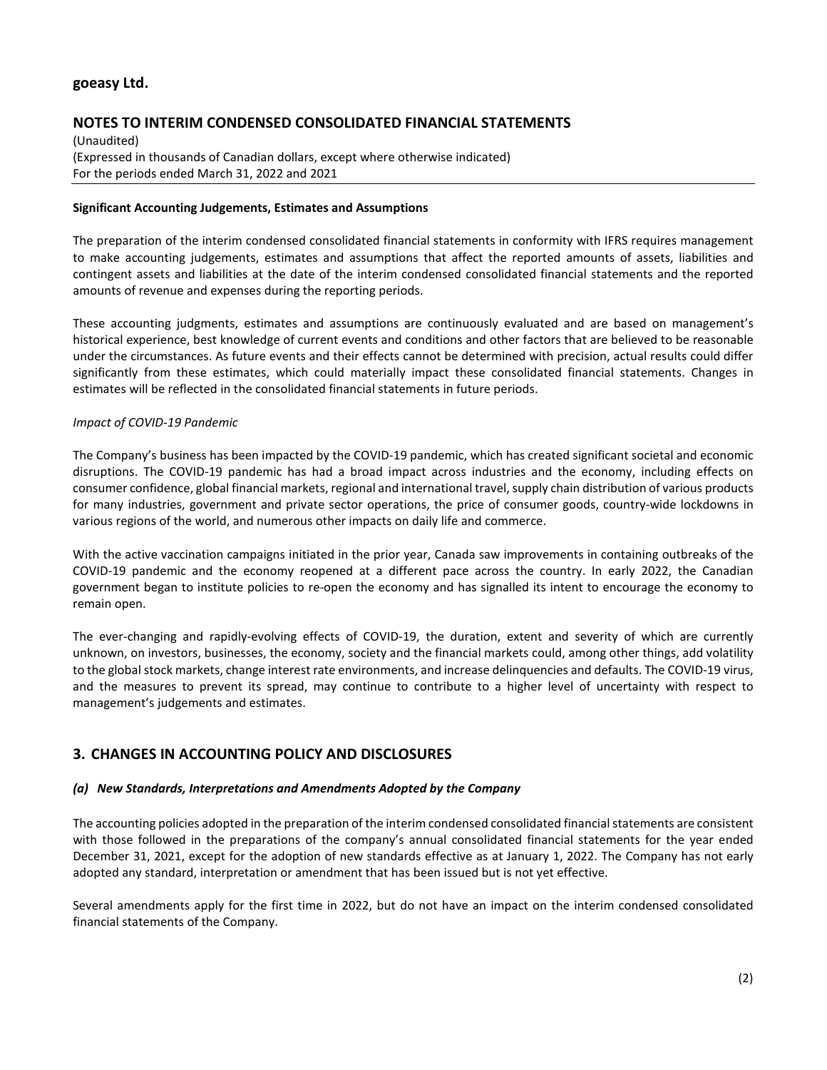**Significant Accounting Judgements, Estimates and Assumptions**

The preparation of the interim condensed consolidated financial statements in conformity with IFRS requires management to make accounting judgements, estimates and assumptions that affect the reported amounts of assets, liabilities and contingent assets and liabilities at the date of the interim condensed consolidated financial statements and the reported amounts of revenue and expenses during the reporting periods.

These accounting judgments, estimates and assumptions are continuously evaluated and are based on management's historical experience, best knowledge of current events and conditions and other factors that are believed to be reasonable under the circumstances. As future events and their effects cannot be determined with precision, actual results could differ significantly from these estimates, which could materially impact these consolidated financial statements. Changes in estimates will be reflected in the consolidated financial statements in future periods.

*Impact of COVID-19 Pandemic*

The Company's business has been impacted by the COVID-19 pandemic, which has created significant societal and economic disruptions. The COVID-19 pandemic has had a broad impact across industries and the economy, including effects on consumer confidence, global financial markets, regional and international travel, supply chain distribution of various products for many industries, government and private sector operations, the price of consumer goods, country-wide lockdowns in various regions of the world, and numerous other impacts on daily life and commerce.

With the active vaccination campaigns initiated in the prior year, Canada saw improvements in containing outbreaks of the COVID-19 pandemic and the economy reopened at a different pace across the country. In early 2022, the Canadian government began to institute policies to re-open the economy and has signalled its intent to encourage the economy to remain open.

The ever-changing and rapidly-evolving effects of COVID-19, the duration, extent and severity of which are currently unknown, on investors, businesses, the economy, society and the financial markets could, among other things, add volatility to the global stock markets, change interest rate environments, and increase delinquencies and defaults. The COVID-19 virus, and the measures to prevent its spread, may continue to contribute to a higher level of uncertainty with respect to management's judgements and estimates.

## 3. CHANGES IN ACCOUNTING POLICY AND DISCLOSURES

***(a) New Standards, Interpretations and Amendments Adopted by the Company***

The accounting policies adopted in the preparation of the interim condensed consolidated financial statements are consistent with those followed in the preparations of the company's annual consolidated financial statements for the year ended December 31, 2021, except for the adoption of new standards effective as at January 1, 2022. The Company has not early adopted any standard, interpretation or amendment that has been issued but is not yet effective.

Several amendments apply for the first time in 2022, but do not have an impact on the interim condensed consolidated financial statements of the Company.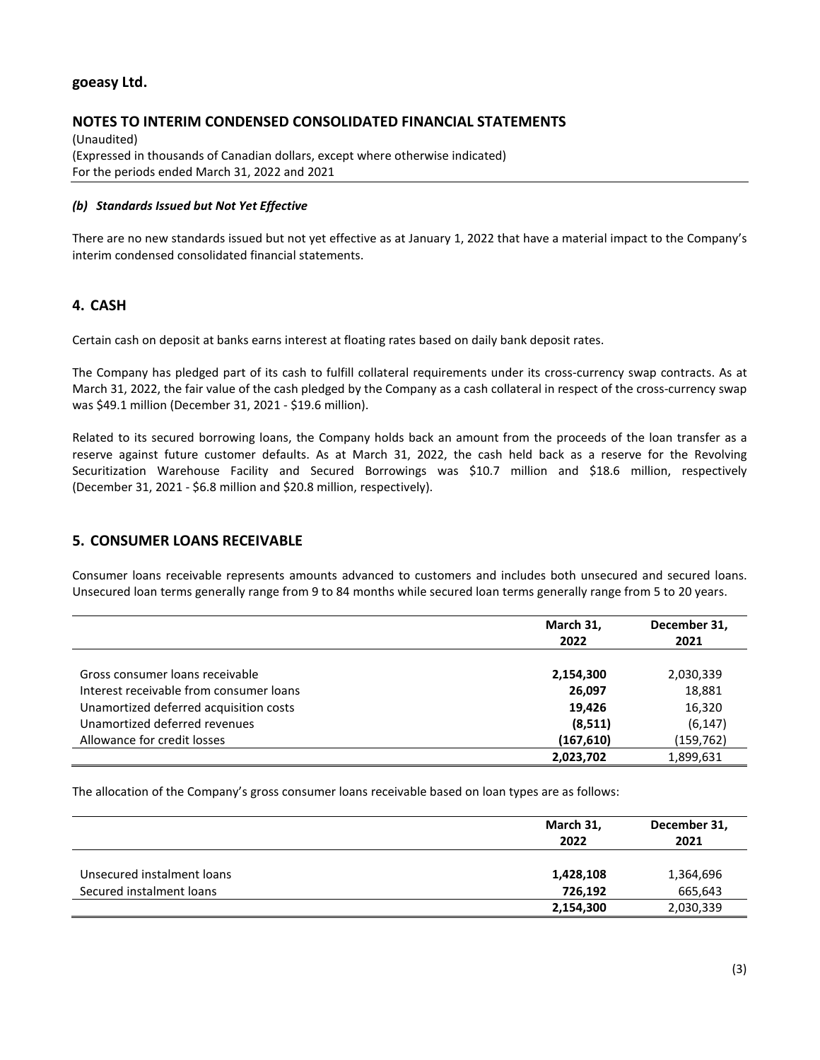#### (b) Standards Issued but Not Yet Effective

There are no new standards issued but not yet effective as at January 1, 2022 that have a material impact to the Company's interim condensed consolidated financial statements.

## 4. CASH

Certain cash on deposit at banks earns interest at floating rates based on daily bank deposit rates.

The Company has pledged part of its cash to fulfill collateral requirements under its cross-currency swap contracts. As at March 31, 2022, the fair value of the cash pledged by the Company as a cash collateral in respect of the cross-currency swap was $49.1 million (December 31, 2021 - $19.6 million).

Related to its secured borrowing loans, the Company holds back an amount from the proceeds of the loan transfer as a reserve against future customer defaults. As at March 31, 2022, the cash held back as a reserve for the Revolving Securitization Warehouse Facility and Secured Borrowings was $10.7 million and $18.6 million, respectively (December 31, 2021 - $6.8 million and $20.8 million, respectively).

## 5. CONSUMER LOANS RECEIVABLE

Consumer loans receivable represents amounts advanced to customers and includes both unsecured and secured loans. Unsecured loan terms generally range from 9 to 84 months while secured loan terms generally range from 5 to 20 years.

| | March 31, 2022 | December 31, 2021 |
|---|---|---|
| Gross consumer loans receivable | **2,154,300** | 2,030,339 |
| Interest receivable from consumer loans | **26,097** | 18,881 |
| Unamortized deferred acquisition costs | **19,426** | 16,320 |
| Unamortized deferred revenues | **(8,511)** | (6,147) |
| Allowance for credit losses | **(167,610)** | (159,762) |
| | **2,023,702** | 1,899,631 |

The allocation of the Company's gross consumer loans receivable based on loan types are as follows:

| | March 31, 2022 | December 31, 2021 |
|---|---|---|
| Unsecured instalment loans | **1,428,108** | 1,364,696 |
| Secured instalment loans | **726,192** | 665,643 |
| | **2,154,300** | 2,030,339 |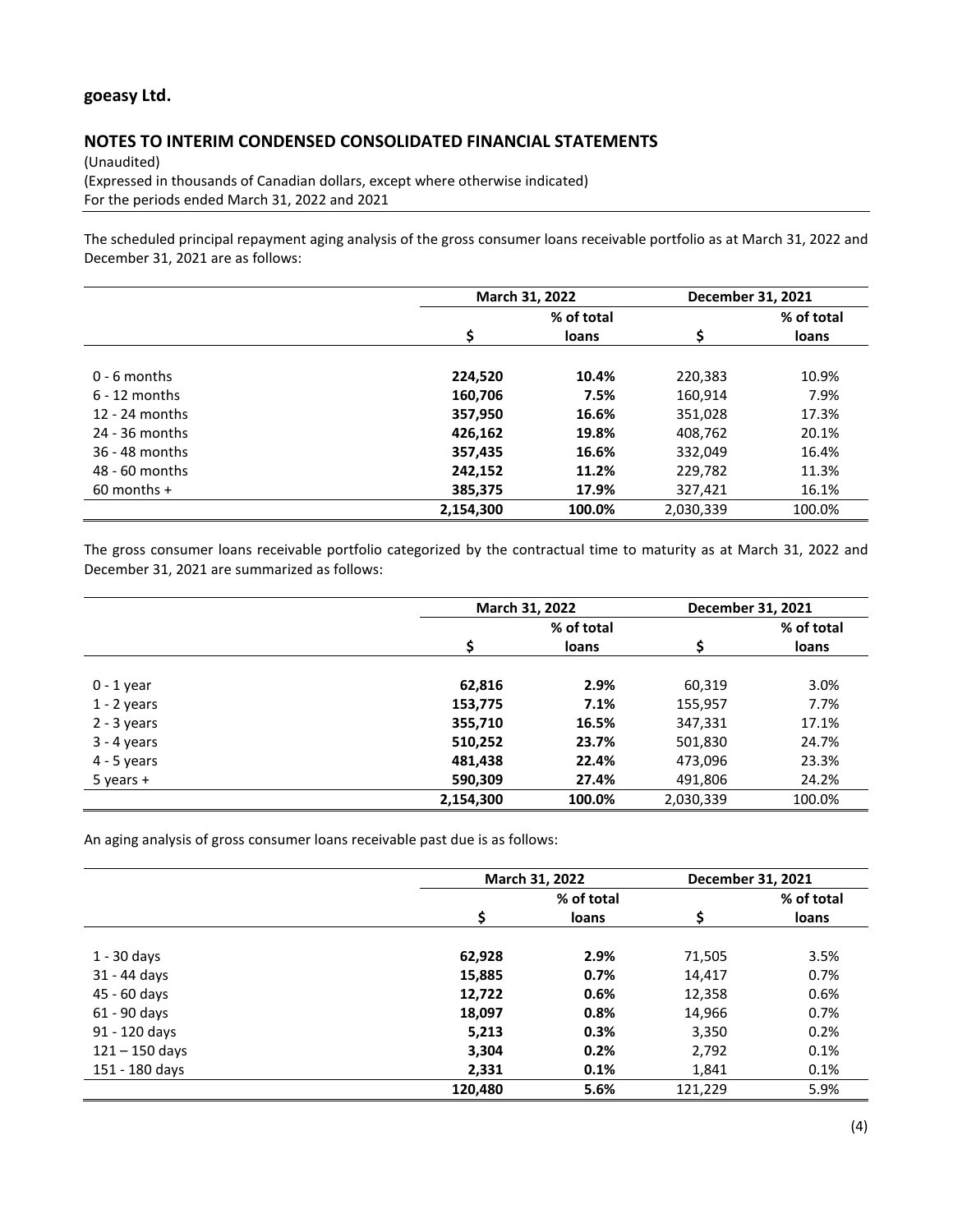**goeasy Ltd.**

## NOTES TO INTERIM CONDENSED CONSOLIDATED FINANCIAL STATEMENTS

(Unaudited)
(Expressed in thousands of Canadian dollars, except where otherwise indicated)
For the periods ended March 31, 2022 and 2021

The scheduled principal repayment aging analysis of the gross consumer loans receivable portfolio as at March 31, 2022 and December 31, 2021 are as follows:

| | March 31, 2022 | | December 31, 2021 | |
|---|---|---|---|---|
| | $ | % of total loans | $ | % of total loans |
| 0 - 6 months | **224,520** | **10.4%** | 220,383 | 10.9% |
| 6 - 12 months | **160,706** | **7.5%** | 160,914 | 7.9% |
| 12 - 24 months | **357,950** | **16.6%** | 351,028 | 17.3% |
| 24 - 36 months | **426,162** | **19.8%** | 408,762 | 20.1% |
| 36 - 48 months | **357,435** | **16.6%** | 332,049 | 16.4% |
| 48 - 60 months | **242,152** | **11.2%** | 229,782 | 11.3% |
| 60 months + | **385,375** | **17.9%** | 327,421 | 16.1% |
| | **2,154,300** | **100.0%** | 2,030,339 | 100.0% |

The gross consumer loans receivable portfolio categorized by the contractual time to maturity as at March 31, 2022 and December 31, 2021 are summarized as follows:

| | March 31, 2022 | | December 31, 2021 | |
|---|---|---|---|---|
| | $ | % of total loans | $ | % of total loans |
| 0 - 1 year | **62,816** | **2.9%** | 60,319 | 3.0% |
| 1 - 2 years | **153,775** | **7.1%** | 155,957 | 7.7% |
| 2 - 3 years | **355,710** | **16.5%** | 347,331 | 17.1% |
| 3 - 4 years | **510,252** | **23.7%** | 501,830 | 24.7% |
| 4 - 5 years | **481,438** | **22.4%** | 473,096 | 23.3% |
| 5 years + | **590,309** | **27.4%** | 491,806 | 24.2% |
| | **2,154,300** | **100.0%** | 2,030,339 | 100.0% |

An aging analysis of gross consumer loans receivable past due is as follows:

| | March 31, 2022 | | December 31, 2021 | |
|---|---|---|---|---|
| | $ | % of total loans | $ | % of total loans |
| 1 - 30 days | **62,928** | **2.9%** | 71,505 | 3.5% |
| 31 - 44 days | **15,885** | **0.7%** | 14,417 | 0.7% |
| 45 - 60 days | **12,722** | **0.6%** | 12,358 | 0.6% |
| 61 - 90 days | **18,097** | **0.8%** | 14,966 | 0.7% |
| 91 - 120 days | **5,213** | **0.3%** | 3,350 | 0.2% |
| 121 – 150 days | **3,304** | **0.2%** | 2,792 | 0.1% |
| 151 - 180 days | **2,331** | **0.1%** | 1,841 | 0.1% |
| | **120,480** | **5.6%** | 121,229 | 5.9% |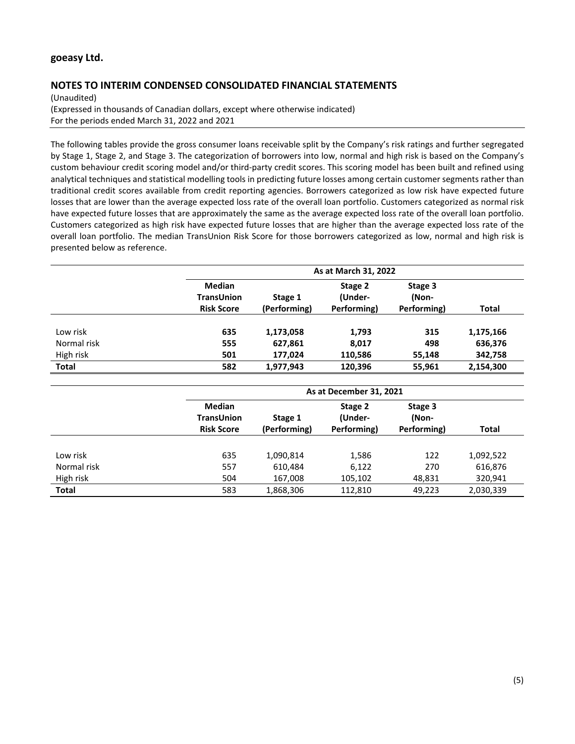The following tables provide the gross consumer loans receivable split by the Company's risk ratings and further segregated by Stage 1, Stage 2, and Stage 3. The categorization of borrowers into low, normal and high risk is based on the Company's custom behaviour credit scoring model and/or third-party credit scores. This scoring model has been built and refined using analytical techniques and statistical modelling tools in predicting future losses among certain customer segments rather than traditional credit scores available from credit reporting agencies. Borrowers categorized as low risk have expected future losses that are lower than the average expected loss rate of the overall loan portfolio. Customers categorized as normal risk have expected future losses that are approximately the same as the average expected loss rate of the overall loan portfolio. Customers categorized as high risk have expected future losses that are higher than the average expected loss rate of the overall loan portfolio. The median TransUnion Risk Score for those borrowers categorized as low, normal and high risk is presented below as reference.

| | As at March 31, 2022 | | | | |
|---|---|---|---|---|---|
| | **Median TransUnion Risk Score** | **Stage 1 (Performing)** | **Stage 2 (Under-Performing)** | **Stage 3 (Non-Performing)** | **Total** |
| Low risk | **635** | **1,173,058** | **1,793** | **315** | **1,175,166** |
| Normal risk | **555** | **627,861** | **8,017** | **498** | **636,376** |
| High risk | **501** | **177,024** | **110,586** | **55,148** | **342,758** |
| **Total** | **582** | **1,977,943** | **120,396** | **55,961** | **2,154,300** |

| | As at December 31, 2021 | | | | |
|---|---|---|---|---|---|
| | **Median TransUnion Risk Score** | **Stage 1 (Performing)** | **Stage 2 (Under-Performing)** | **Stage 3 (Non-Performing)** | **Total** |
| Low risk | 635 | 1,090,814 | 1,586 | 122 | 1,092,522 |
| Normal risk | 557 | 610,484 | 6,122 | 270 | 616,876 |
| High risk | 504 | 167,008 | 105,102 | 48,831 | 320,941 |
| **Total** | 583 | 1,868,306 | 112,810 | 49,223 | 2,030,339 |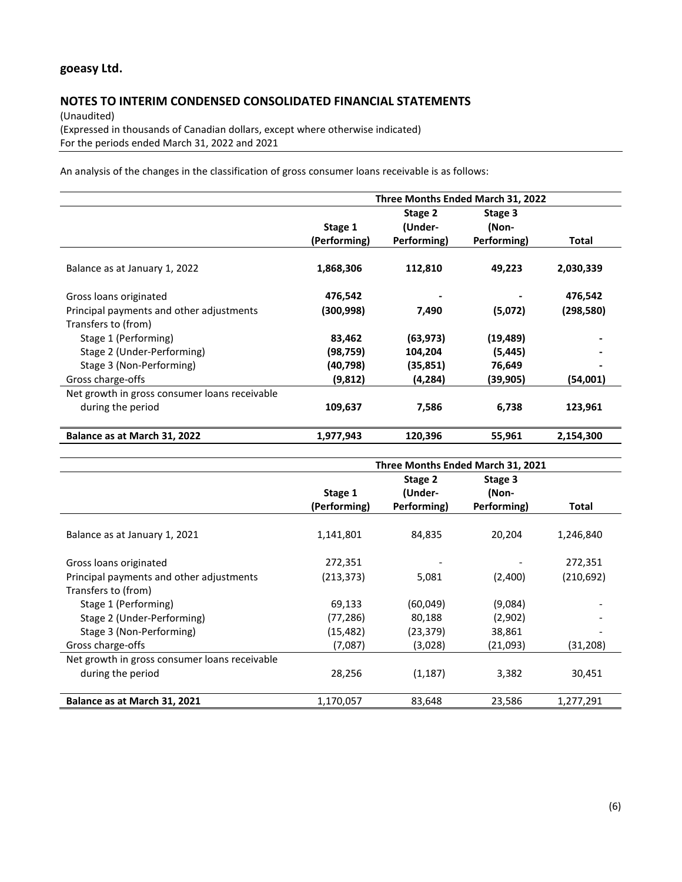## goeasy Ltd.

## NOTES TO INTERIM CONDENSED CONSOLIDATED FINANCIAL STATEMENTS

(Unaudited)
(Expressed in thousands of Canadian dollars, except where otherwise indicated)
For the periods ended March 31, 2022 and 2021

An analysis of the changes in the classification of gross consumer loans receivable is as follows:

| | Three Months Ended March 31, 2022 | | | |
|---|---|---|---|---|
| | Stage 1 (Performing) | Stage 2 (Under-Performing) | Stage 3 (Non-Performing) | Total |
| Balance as at January 1, 2022 | **1,868,306** | **112,810** | **49,223** | **2,030,339** |
| Gross loans originated | **476,542** | **-** | **-** | **476,542** |
| Principal payments and other adjustments | **(300,998)** | **7,490** | **(5,072)** | **(298,580)** |
| Transfers to (from) | | | | |
| Stage 1 (Performing) | **83,462** | **(63,973)** | **(19,489)** | **-** |
| Stage 2 (Under-Performing) | **(98,759)** | **104,204** | **(5,445)** | **-** |
| Stage 3 (Non-Performing) | **(40,798)** | **(35,851)** | **76,649** | **-** |
| Gross charge-offs | **(9,812)** | **(4,284)** | **(39,905)** | **(54,001)** |
| Net growth in gross consumer loans receivable during the period | **109,637** | **7,586** | **6,738** | **123,961** |
| **Balance as at March 31, 2022** | **1,977,943** | **120,396** | **55,961** | **2,154,300** |

| | Three Months Ended March 31, 2021 | | | |
|---|---|---|---|---|
| | Stage 1 (Performing) | Stage 2 (Under-Performing) | Stage 3 (Non-Performing) | Total |
| Balance as at January 1, 2021 | 1,141,801 | 84,835 | 20,204 | 1,246,840 |
| Gross loans originated | 272,351 | - | - | 272,351 |
| Principal payments and other adjustments | (213,373) | 5,081 | (2,400) | (210,692) |
| Transfers to (from) | | | | |
| Stage 1 (Performing) | 69,133 | (60,049) | (9,084) | - |
| Stage 2 (Under-Performing) | (77,286) | 80,188 | (2,902) | - |
| Stage 3 (Non-Performing) | (15,482) | (23,379) | 38,861 | - |
| Gross charge-offs | (7,087) | (3,028) | (21,093) | (31,208) |
| Net growth in gross consumer loans receivable during the period | 28,256 | (1,187) | 3,382 | 30,451 |
| **Balance as at March 31, 2021** | 1,170,057 | 83,648 | 23,586 | 1,277,291 |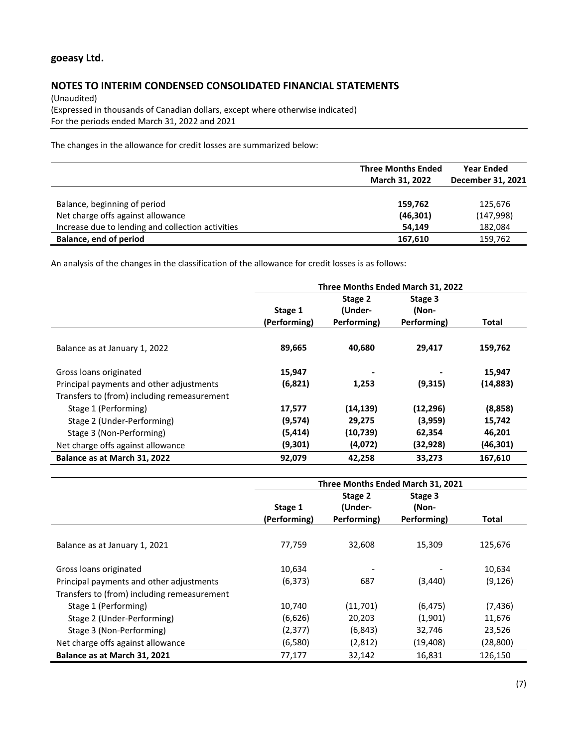The changes in the allowance for credit losses are summarized below:

| | Three Months Ended March 31, 2022 | Year Ended December 31, 2021 |
|---|---|---|
| Balance, beginning of period | **159,762** | 125,676 |
| Net charge offs against allowance | **(46,301)** | (147,998) |
| Increase due to lending and collection activities | **54,149** | 182,084 |
| **Balance, end of period** | **167,610** | 159,762 |

An analysis of the changes in the classification of the allowance for credit losses is as follows:

| | Three Months Ended March 31, 2022 | | | |
|---|---|---|---|---|
| | Stage 1 (Performing) | Stage 2 (Under-Performing) | Stage 3 (Non-Performing) | Total |
| Balance as at January 1, 2022 | **89,665** | **40,680** | **29,417** | **159,762** |
| Gross loans originated | **15,947** | **-** | **-** | **15,947** |
| Principal payments and other adjustments | **(6,821)** | **1,253** | **(9,315)** | **(14,883)** |
| Transfers to (from) including remeasurement | | | | |
| Stage 1 (Performing) | **17,577** | **(14,139)** | **(12,296)** | **(8,858)** |
| Stage 2 (Under-Performing) | **(9,574)** | **29,275** | **(3,959)** | **15,742** |
| Stage 3 (Non-Performing) | **(5,414)** | **(10,739)** | **62,354** | **46,201** |
| Net charge offs against allowance | **(9,301)** | **(4,072)** | **(32,928)** | **(46,301)** |
| **Balance as at March 31, 2022** | **92,079** | **42,258** | **33,273** | **167,610** |

| | Three Months Ended March 31, 2021 | | | |
|---|---|---|---|---|
| | Stage 1 (Performing) | Stage 2 (Under-Performing) | Stage 3 (Non-Performing) | Total |
| Balance as at January 1, 2021 | 77,759 | 32,608 | 15,309 | 125,676 |
| Gross loans originated | 10,634 | - | - | 10,634 |
| Principal payments and other adjustments | (6,373) | 687 | (3,440) | (9,126) |
| Transfers to (from) including remeasurement | | | | |
| Stage 1 (Performing) | 10,740 | (11,701) | (6,475) | (7,436) |
| Stage 2 (Under-Performing) | (6,626) | 20,203 | (1,901) | 11,676 |
| Stage 3 (Non-Performing) | (2,377) | (6,843) | 32,746 | 23,526 |
| Net charge offs against allowance | (6,580) | (2,812) | (19,408) | (28,800) |
| **Balance as at March 31, 2021** | 77,177 | 32,142 | 16,831 | 126,150 |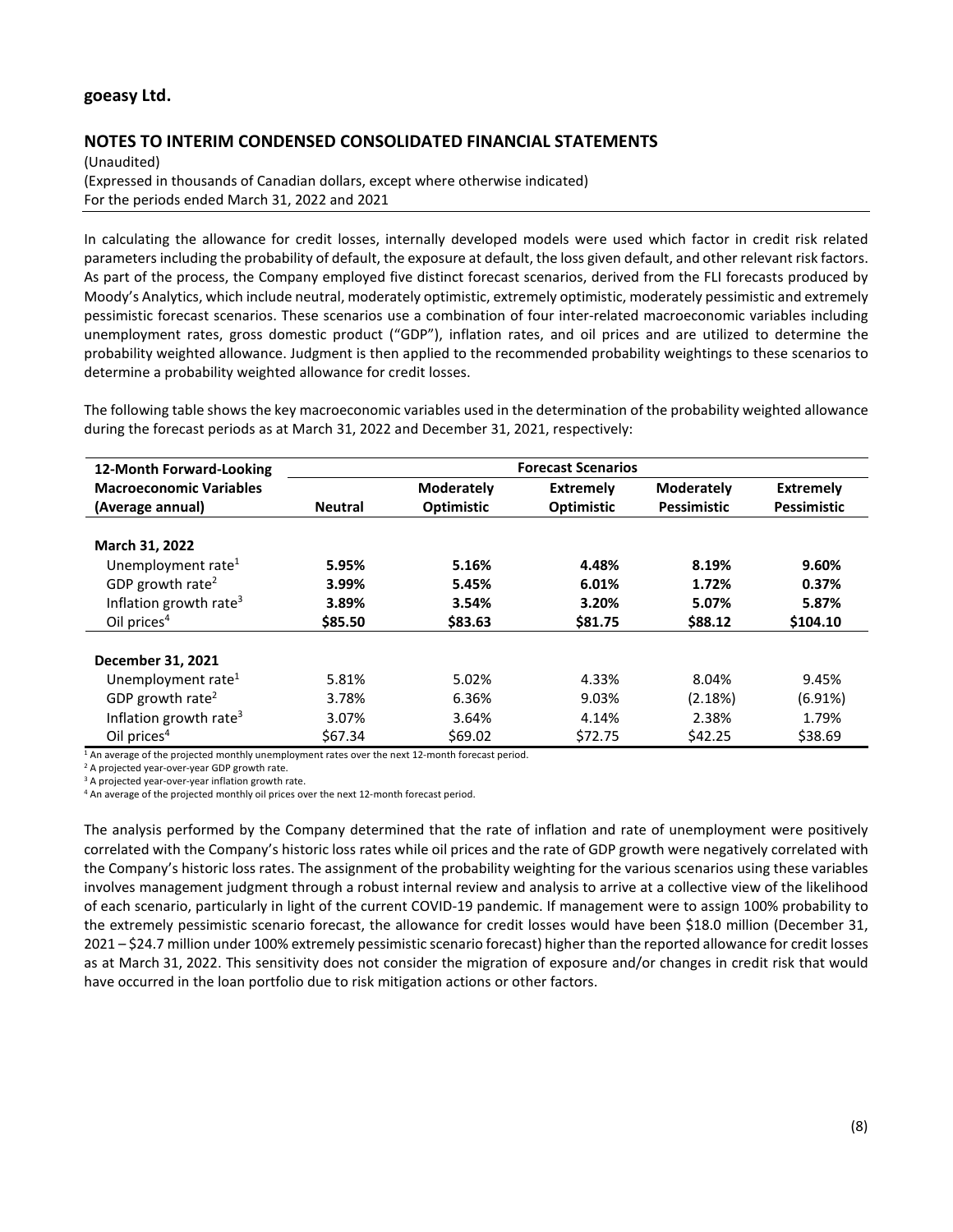In calculating the allowance for credit losses, internally developed models were used which factor in credit risk related parameters including the probability of default, the exposure at default, the loss given default, and other relevant risk factors. As part of the process, the Company employed five distinct forecast scenarios, derived from the FLI forecasts produced by Moody's Analytics, which include neutral, moderately optimistic, extremely optimistic, moderately pessimistic and extremely pessimistic forecast scenarios. These scenarios use a combination of four inter-related macroeconomic variables including unemployment rates, gross domestic product ("GDP"), inflation rates, and oil prices and are utilized to determine the probability weighted allowance. Judgment is then applied to the recommended probability weightings to these scenarios to determine a probability weighted allowance for credit losses.

The following table shows the key macroeconomic variables used in the determination of the probability weighted allowance during the forecast periods as at March 31, 2022 and December 31, 2021, respectively:

| 12-Month Forward-Looking Macroeconomic Variables (Average annual) | Forecast Scenarios | | | | |
|---|---|---|---|---|---|
| | Neutral | Moderately Optimistic | Extremely Optimistic | Moderately Pessimistic | Extremely Pessimistic |
| **March 31, 2022** | | | | | |
| Unemployment rate[1] | **5.95%** | **5.16%** | **4.48%** | **8.19%** | **9.60%** |
| GDP growth rate[2] | **3.99%** | **5.45%** | **6.01%** | **1.72%** | **0.37%** |
| Inflation growth rate[3] | **3.89%** | **3.54%** | **3.20%** | **5.07%** | **5.87%** |
| Oil prices[4] | **$85.50** | **$83.63** | **$81.75** | **$88.12** | **$104.10** |
| **December 31, 2021** | | | | | |
| Unemployment rate[1] | 5.81% | 5.02% | 4.33% | 8.04% | 9.45% |
| GDP growth rate[2] | 3.78% | 6.36% | 9.03% | (2.18%) | (6.91%) |
| Inflation growth rate[3] | 3.07% | 3.64% | 4.14% | 2.38% | 1.79% |
| Oil prices[4] | $67.34 | $69.02 | $72.75 | $42.25 | $38.69 |

[1] An average of the projected monthly unemployment rates over the next 12-month forecast period.
[2] A projected year-over-year GDP growth rate.
[3] A projected year-over-year inflation growth rate.
[4] An average of the projected monthly oil prices over the next 12-month forecast period.

The analysis performed by the Company determined that the rate of inflation and rate of unemployment were positively correlated with the Company's historic loss rates while oil prices and the rate of GDP growth were negatively correlated with the Company's historic loss rates. The assignment of the probability weighting for the various scenarios using these variables involves management judgment through a robust internal review and analysis to arrive at a collective view of the likelihood of each scenario, particularly in light of the current COVID-19 pandemic. If management were to assign 100% probability to the extremely pessimistic scenario forecast, the allowance for credit losses would have been $18.0 million (December 31, 2021 – $24.7 million under 100% extremely pessimistic scenario forecast) higher than the reported allowance for credit losses as at March 31, 2022. This sensitivity does not consider the migration of exposure and/or changes in credit risk that would have occurred in the loan portfolio due to risk mitigation actions or other factors.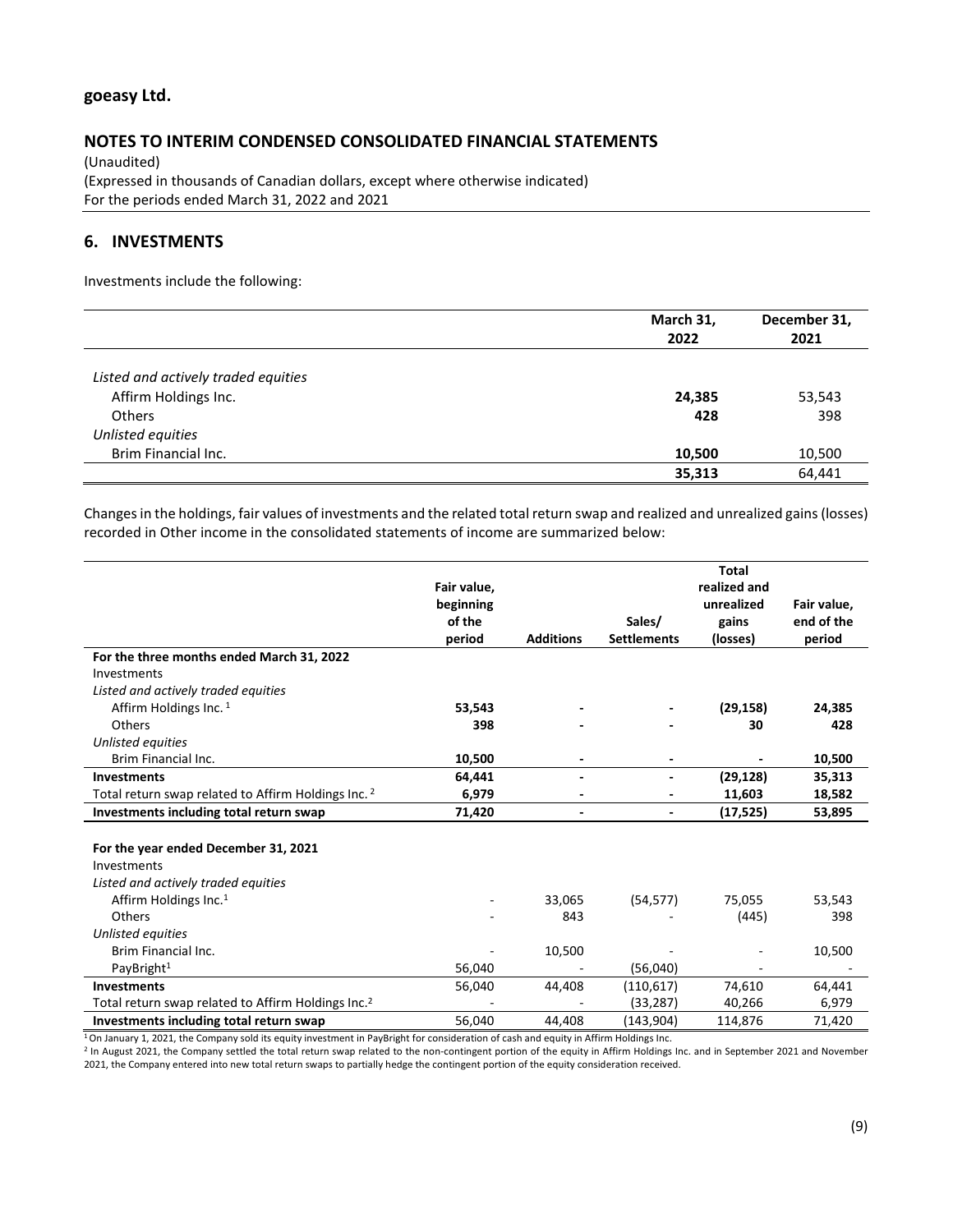## 6. INVESTMENTS

Investments include the following:

| | March 31, 2022 | December 31, 2021 |
|---|---|---|
| *Listed and actively traded equities* | | |
| Affirm Holdings Inc. | **24,385** | 53,543 |
| Others | **428** | 398 |
| *Unlisted equities* | | |
| Brim Financial Inc. | **10,500** | 10,500 |
| | **35,313** | 64,441 |

Changes in the holdings, fair values of investments and the related total return swap and realized and unrealized gains (losses) recorded in Other income in the consolidated statements of income are summarized below:

| | Fair value, beginning of the period | Additions | Sales/ Settlements | Total realized and unrealized gains (losses) | Fair value, end of the period |
|---|---|---|---|---|---|
| **For the three months ended March 31, 2022** | | | | | |
| Investments | | | | | |
| *Listed and actively traded equities* | | | | | |
| Affirm Holdings Inc. [1] | **53,543** | **-** | **-** | **(29,158)** | **24,385** |
| Others | **398** | **-** | **-** | **30** | **428** |
| *Unlisted equities* | | | | | |
| Brim Financial Inc. | **10,500** | **-** | **-** | **-** | **10,500** |
| **Investments** | **64,441** | **-** | **-** | **(29,128)** | **35,313** |
| Total return swap related to Affirm Holdings Inc. [2] | **6,979** | **-** | **-** | **11,603** | **18,582** |
| **Investments including total return swap** | **71,420** | **-** | **-** | **(17,525)** | **53,895** |
| | | | | | |
| **For the year ended December 31, 2021** | | | | | |
| Investments | | | | | |
| *Listed and actively traded equities* | | | | | |
| Affirm Holdings Inc.[1] | - | 33,065 | (54,577) | 75,055 | 53,543 |
| Others | - | 843 | - | (445) | 398 |
| *Unlisted equities* | | | | | |
| Brim Financial Inc. | - | 10,500 | - | - | 10,500 |
| PayBright[1] | 56,040 | - | (56,040) | - | - |
| **Investments** | 56,040 | 44,408 | (110,617) | 74,610 | 64,441 |
| Total return swap related to Affirm Holdings Inc.[2] | - | - | (33,287) | 40,266 | 6,979 |
| **Investments including total return swap** | 56,040 | 44,408 | (143,904) | 114,876 | 71,420 |

[1] On January 1, 2021, the Company sold its equity investment in PayBright for consideration of cash and equity in Affirm Holdings Inc.

[2] In August 2021, the Company settled the total return swap related to the non-contingent portion of the equity in Affirm Holdings Inc. and in September 2021 and November 2021, the Company entered into new total return swaps to partially hedge the contingent portion of the equity consideration received.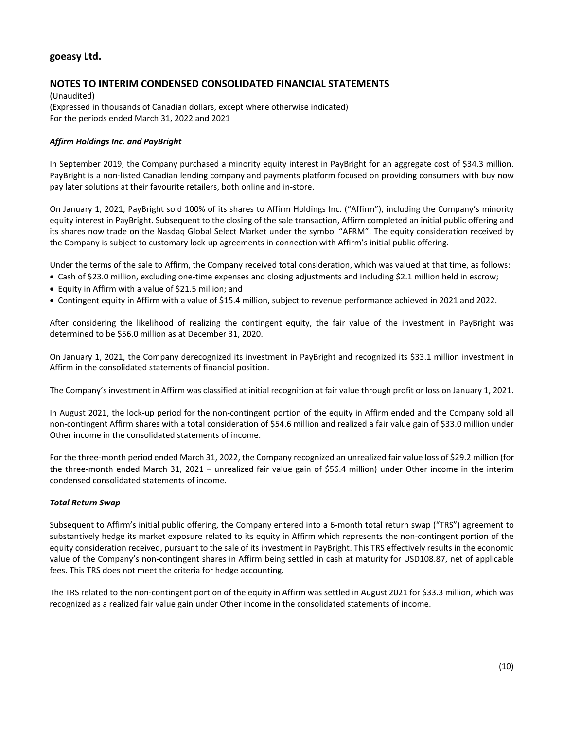#### *Affirm Holdings Inc. and PayBright*

In September 2019, the Company purchased a minority equity interest in PayBright for an aggregate cost of $34.3 million. PayBright is a non-listed Canadian lending company and payments platform focused on providing consumers with buy now pay later solutions at their favourite retailers, both online and in-store.

On January 1, 2021, PayBright sold 100% of its shares to Affirm Holdings Inc. ("Affirm"), including the Company's minority equity interest in PayBright. Subsequent to the closing of the sale transaction, Affirm completed an initial public offering and its shares now trade on the Nasdaq Global Select Market under the symbol "AFRM". The equity consideration received by the Company is subject to customary lock-up agreements in connection with Affirm's initial public offering.

Under the terms of the sale to Affirm, the Company received total consideration, which was valued at that time, as follows:

- Cash of $23.0 million, excluding one-time expenses and closing adjustments and including $2.1 million held in escrow;
- Equity in Affirm with a value of $21.5 million; and
- Contingent equity in Affirm with a value of $15.4 million, subject to revenue performance achieved in 2021 and 2022.

After considering the likelihood of realizing the contingent equity, the fair value of the investment in PayBright was determined to be $56.0 million as at December 31, 2020.

On January 1, 2021, the Company derecognized its investment in PayBright and recognized its $33.1 million investment in Affirm in the consolidated statements of financial position.

The Company's investment in Affirm was classified at initial recognition at fair value through profit or loss on January 1, 2021.

In August 2021, the lock-up period for the non-contingent portion of the equity in Affirm ended and the Company sold all non-contingent Affirm shares with a total consideration of $54.6 million and realized a fair value gain of $33.0 million under Other income in the consolidated statements of income.

For the three-month period ended March 31, 2022, the Company recognized an unrealized fair value loss of $29.2 million (for the three-month ended March 31, 2021 – unrealized fair value gain of $56.4 million) under Other income in the interim condensed consolidated statements of income.

#### *Total Return Swap*

Subsequent to Affirm's initial public offering, the Company entered into a 6-month total return swap ("TRS") agreement to substantively hedge its market exposure related to its equity in Affirm which represents the non-contingent portion of the equity consideration received, pursuant to the sale of its investment in PayBright. This TRS effectively results in the economic value of the Company's non-contingent shares in Affirm being settled in cash at maturity for USD108.87, net of applicable fees. This TRS does not meet the criteria for hedge accounting.

The TRS related to the non-contingent portion of the equity in Affirm was settled in August 2021 for $33.3 million, which was recognized as a realized fair value gain under Other income in the consolidated statements of income.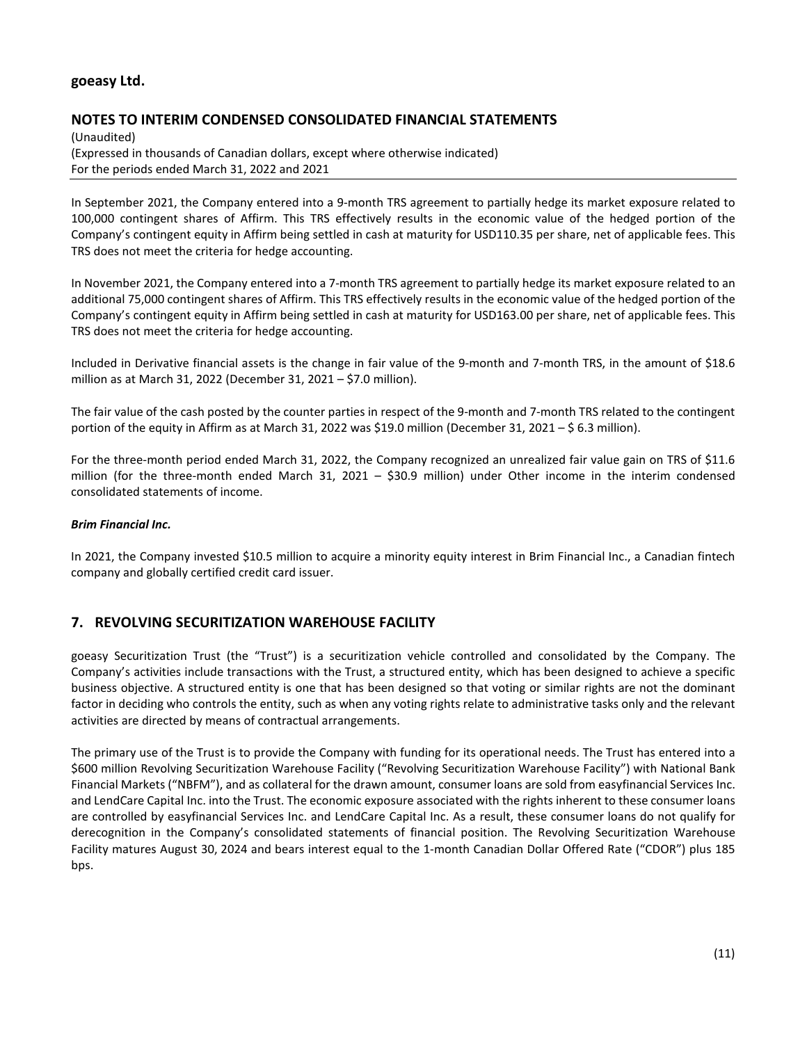In September 2021, the Company entered into a 9-month TRS agreement to partially hedge its market exposure related to 100,000 contingent shares of Affirm. This TRS effectively results in the economic value of the hedged portion of the Company's contingent equity in Affirm being settled in cash at maturity for USD110.35 per share, net of applicable fees. This TRS does not meet the criteria for hedge accounting.

In November 2021, the Company entered into a 7-month TRS agreement to partially hedge its market exposure related to an additional 75,000 contingent shares of Affirm. This TRS effectively results in the economic value of the hedged portion of the Company's contingent equity in Affirm being settled in cash at maturity for USD163.00 per share, net of applicable fees. This TRS does not meet the criteria for hedge accounting.

Included in Derivative financial assets is the change in fair value of the 9-month and 7-month TRS, in the amount of $18.6 million as at March 31, 2022 (December 31, 2021 – $7.0 million).

The fair value of the cash posted by the counter parties in respect of the 9-month and 7-month TRS related to the contingent portion of the equity in Affirm as at March 31, 2022 was $19.0 million (December 31, 2021 – $ 6.3 million).

For the three-month period ended March 31, 2022, the Company recognized an unrealized fair value gain on TRS of $11.6 million (for the three-month ended March 31, 2021 – $30.9 million) under Other income in the interim condensed consolidated statements of income.

***Brim Financial Inc.***

In 2021, the Company invested $10.5 million to acquire a minority equity interest in Brim Financial Inc., a Canadian fintech company and globally certified credit card issuer.

## 7. REVOLVING SECURITIZATION WAREHOUSE FACILITY

goeasy Securitization Trust (the "Trust") is a securitization vehicle controlled and consolidated by the Company. The Company's activities include transactions with the Trust, a structured entity, which has been designed to achieve a specific business objective. A structured entity is one that has been designed so that voting or similar rights are not the dominant factor in deciding who controls the entity, such as when any voting rights relate to administrative tasks only and the relevant activities are directed by means of contractual arrangements.

The primary use of the Trust is to provide the Company with funding for its operational needs. The Trust has entered into a $600 million Revolving Securitization Warehouse Facility ("Revolving Securitization Warehouse Facility") with National Bank Financial Markets ("NBFM"), and as collateral for the drawn amount, consumer loans are sold from easyfinancial Services Inc. and LendCare Capital Inc. into the Trust. The economic exposure associated with the rights inherent to these consumer loans are controlled by easyfinancial Services Inc. and LendCare Capital Inc. As a result, these consumer loans do not qualify for derecognition in the Company's consolidated statements of financial position. The Revolving Securitization Warehouse Facility matures August 30, 2024 and bears interest equal to the 1-month Canadian Dollar Offered Rate ("CDOR") plus 185 bps.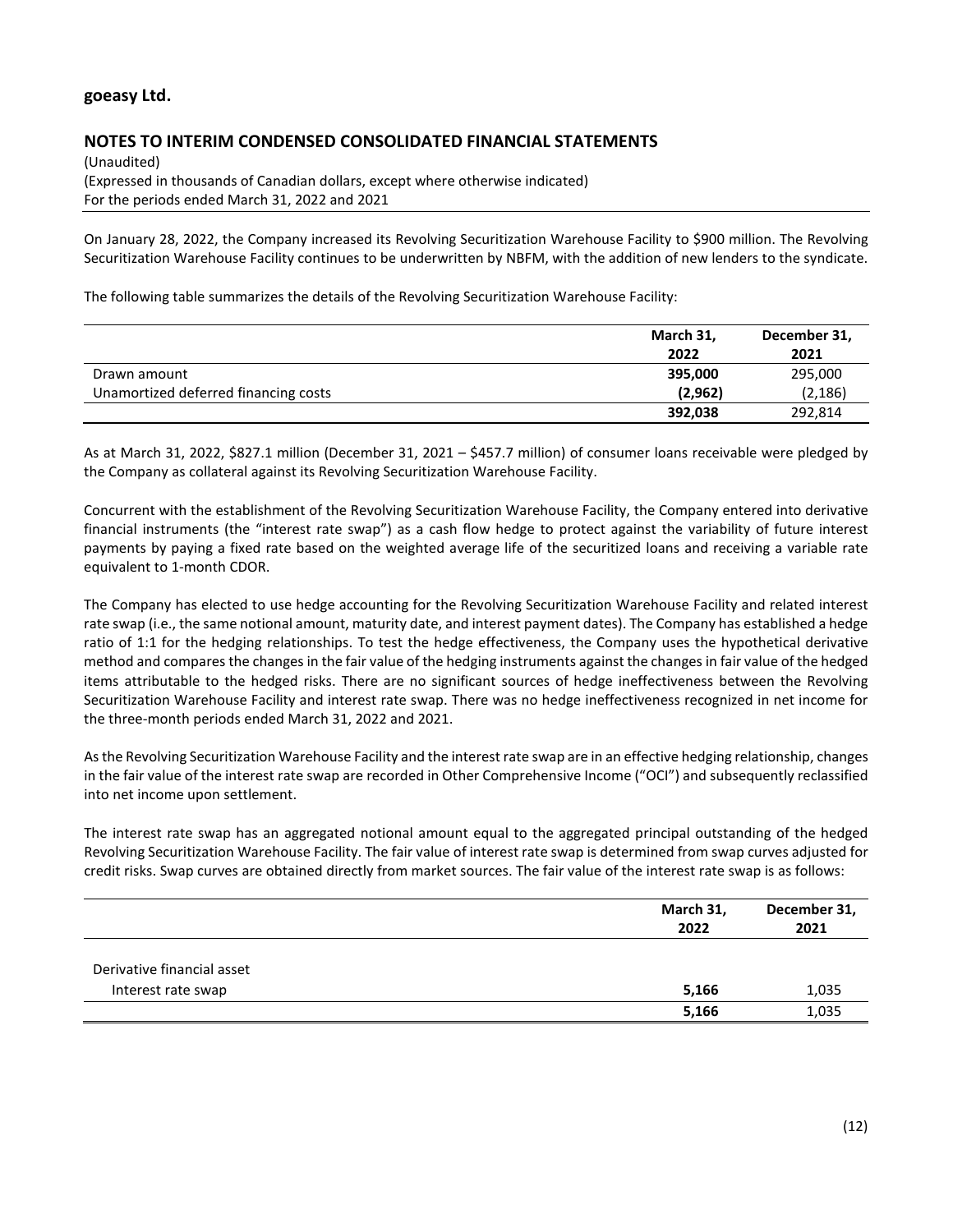On January 28, 2022, the Company increased its Revolving Securitization Warehouse Facility to $900 million. The Revolving Securitization Warehouse Facility continues to be underwritten by NBFM, with the addition of new lenders to the syndicate.

The following table summarizes the details of the Revolving Securitization Warehouse Facility:

| | March 31, 2022 | December 31, 2021 |
|---|---|---|
| Drawn amount | **395,000** | 295,000 |
| Unamortized deferred financing costs | **(2,962)** | (2,186) |
| | **392,038** | 292,814 |

As at March 31, 2022, $827.1 million (December 31, 2021 – $457.7 million) of consumer loans receivable were pledged by the Company as collateral against its Revolving Securitization Warehouse Facility.

Concurrent with the establishment of the Revolving Securitization Warehouse Facility, the Company entered into derivative financial instruments (the "interest rate swap") as a cash flow hedge to protect against the variability of future interest payments by paying a fixed rate based on the weighted average life of the securitized loans and receiving a variable rate equivalent to 1-month CDOR.

The Company has elected to use hedge accounting for the Revolving Securitization Warehouse Facility and related interest rate swap (i.e., the same notional amount, maturity date, and interest payment dates). The Company has established a hedge ratio of 1:1 for the hedging relationships. To test the hedge effectiveness, the Company uses the hypothetical derivative method and compares the changes in the fair value of the hedging instruments against the changes in fair value of the hedged items attributable to the hedged risks. There are no significant sources of hedge ineffectiveness between the Revolving Securitization Warehouse Facility and interest rate swap. There was no hedge ineffectiveness recognized in net income for the three-month periods ended March 31, 2022 and 2021.

As the Revolving Securitization Warehouse Facility and the interest rate swap are in an effective hedging relationship, changes in the fair value of the interest rate swap are recorded in Other Comprehensive Income ("OCI") and subsequently reclassified into net income upon settlement.

The interest rate swap has an aggregated notional amount equal to the aggregated principal outstanding of the hedged Revolving Securitization Warehouse Facility. The fair value of interest rate swap is determined from swap curves adjusted for credit risks. Swap curves are obtained directly from market sources. The fair value of the interest rate swap is as follows:

| | March 31, 2022 | December 31, 2021 |
|---|---|---|
| Derivative financial asset | | |
| Interest rate swap | **5,166** | 1,035 |
| | **5,166** | 1,035 |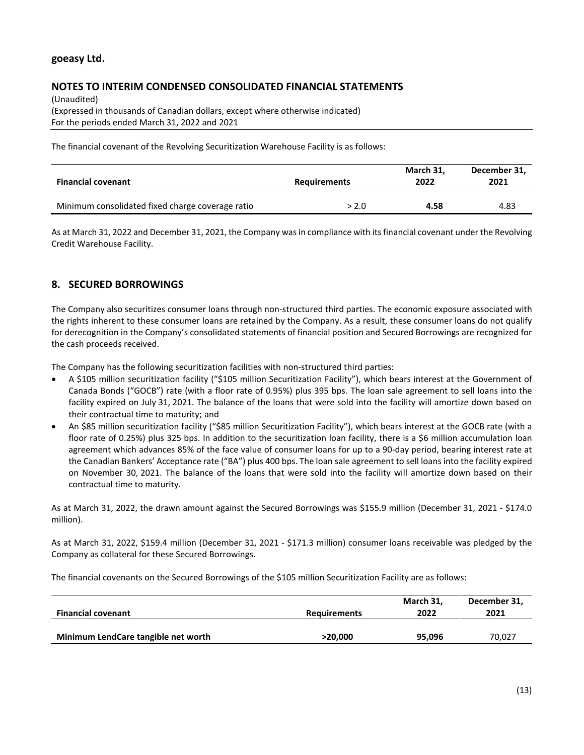The financial covenant of the Revolving Securitization Warehouse Facility is as follows:

| Financial covenant | Requirements | March 31, 2022 | December 31, 2021 |
|---|---|---|---|
| Minimum consolidated fixed charge coverage ratio | > 2.0 | **4.58** | 4.83 |

As at March 31, 2022 and December 31, 2021, the Company was in compliance with its financial covenant under the Revolving Credit Warehouse Facility.

## 8. SECURED BORROWINGS

The Company also securitizes consumer loans through non-structured third parties. The economic exposure associated with the rights inherent to these consumer loans are retained by the Company. As a result, these consumer loans do not qualify for derecognition in the Company's consolidated statements of financial position and Secured Borrowings are recognized for the cash proceeds received.

The Company has the following securitization facilities with non-structured third parties:

- A $105 million securitization facility ("$105 million Securitization Facility"), which bears interest at the Government of Canada Bonds ("GOCB") rate (with a floor rate of 0.95%) plus 395 bps. The loan sale agreement to sell loans into the facility expired on July 31, 2021. The balance of the loans that were sold into the facility will amortize down based on their contractual time to maturity; and
- An $85 million securitization facility ("$85 million Securitization Facility"), which bears interest at the GOCB rate (with a floor rate of 0.25%) plus 325 bps. In addition to the securitization loan facility, there is a $6 million accumulation loan agreement which advances 85% of the face value of consumer loans for up to a 90-day period, bearing interest rate at the Canadian Bankers' Acceptance rate ("BA") plus 400 bps. The loan sale agreement to sell loans into the facility expired on November 30, 2021. The balance of the loans that were sold into the facility will amortize down based on their contractual time to maturity.

As at March 31, 2022, the drawn amount against the Secured Borrowings was $155.9 million (December 31, 2021 - $174.0 million).

As at March 31, 2022, $159.4 million (December 31, 2021 - $171.3 million) consumer loans receivable was pledged by the Company as collateral for these Secured Borrowings.

The financial covenants on the Secured Borrowings of the $105 million Securitization Facility are as follows:

| Financial covenant | Requirements | March 31, 2022 | December 31, 2021 |
|---|---|---|---|
| **Minimum LendCare tangible net worth** | **>20,000** | **95,096** | 70,027 |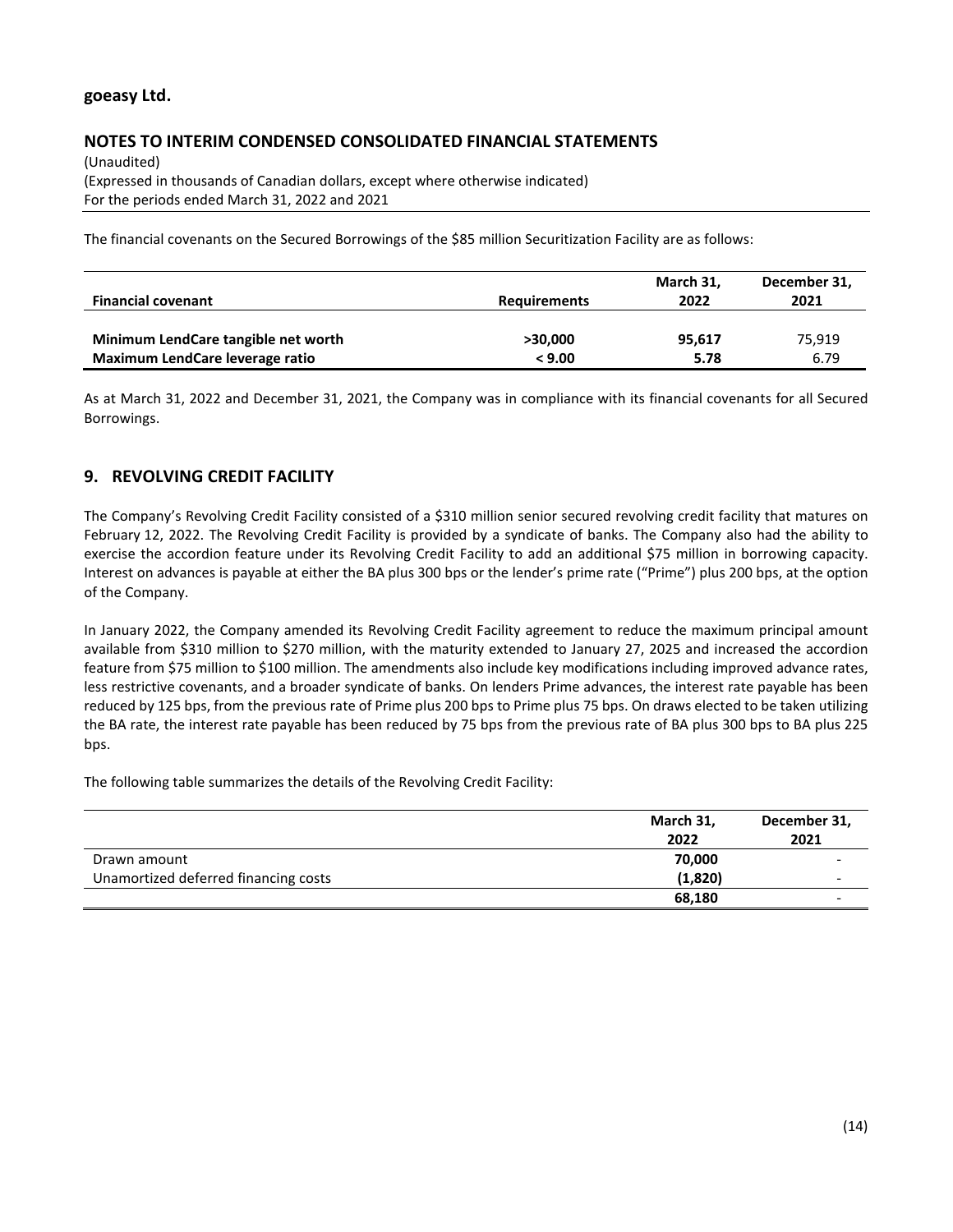The financial covenants on the Secured Borrowings of the $85 million Securitization Facility are as follows:

| Financial covenant | Requirements | March 31, 2022 | December 31, 2021 |
|---|---|---|---|
| **Minimum LendCare tangible net worth** | **>30,000** | **95,617** | 75,919 |
| **Maximum LendCare leverage ratio** | **< 9.00** | **5.78** | 6.79 |

As at March 31, 2022 and December 31, 2021, the Company was in compliance with its financial covenants for all Secured Borrowings.

## 9. REVOLVING CREDIT FACILITY

The Company's Revolving Credit Facility consisted of a $310 million senior secured revolving credit facility that matures on February 12, 2022. The Revolving Credit Facility is provided by a syndicate of banks. The Company also had the ability to exercise the accordion feature under its Revolving Credit Facility to add an additional $75 million in borrowing capacity. Interest on advances is payable at either the BA plus 300 bps or the lender's prime rate ("Prime") plus 200 bps, at the option of the Company.

In January 2022, the Company amended its Revolving Credit Facility agreement to reduce the maximum principal amount available from $310 million to $270 million, with the maturity extended to January 27, 2025 and increased the accordion feature from $75 million to $100 million. The amendments also include key modifications including improved advance rates, less restrictive covenants, and a broader syndicate of banks. On lenders Prime advances, the interest rate payable has been reduced by 125 bps, from the previous rate of Prime plus 200 bps to Prime plus 75 bps. On draws elected to be taken utilizing the BA rate, the interest rate payable has been reduced by 75 bps from the previous rate of BA plus 300 bps to BA plus 225 bps.

The following table summarizes the details of the Revolving Credit Facility:

| | March 31, 2022 | December 31, 2021 |
|---|---|---|
| Drawn amount | **70,000** | - |
| Unamortized deferred financing costs | **(1,820)** | - |
| | **68,180** | - |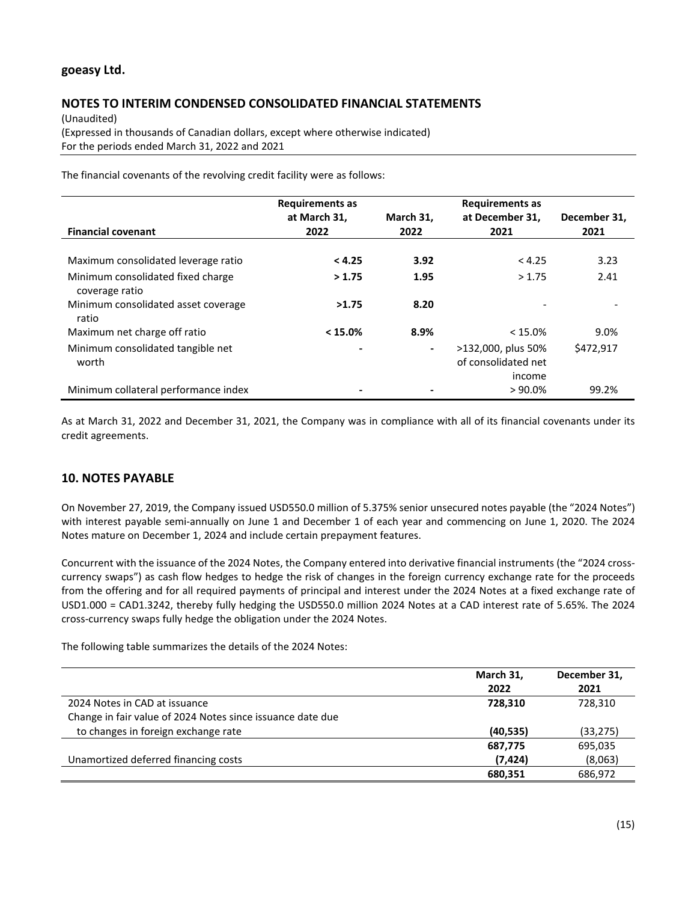The financial covenants of the revolving credit facility were as follows:

| Financial covenant | Requirements as at March 31, 2022 | March 31, 2022 | Requirements as at December 31, 2021 | December 31, 2021 |
|---|---|---|---|---|
| Maximum consolidated leverage ratio | **< 4.25** | **3.92** | < 4.25 | 3.23 |
| Minimum consolidated fixed charge coverage ratio | **> 1.75** | **1.95** | > 1.75 | 2.41 |
| Minimum consolidated asset coverage ratio | **>1.75** | **8.20** | - | - |
| Maximum net charge off ratio | **< 15.0%** | **8.9%** | < 15.0% | 9.0% |
| Minimum consolidated tangible net worth | **-** | **-** | >132,000, plus 50% of consolidated net income | $472,917 |
| Minimum collateral performance index | **-** | **-** | > 90.0% | 99.2% |

As at March 31, 2022 and December 31, 2021, the Company was in compliance with all of its financial covenants under its credit agreements.

## 10. NOTES PAYABLE

On November 27, 2019, the Company issued USD550.0 million of 5.375% senior unsecured notes payable (the "2024 Notes") with interest payable semi-annually on June 1 and December 1 of each year and commencing on June 1, 2020. The 2024 Notes mature on December 1, 2024 and include certain prepayment features.

Concurrent with the issuance of the 2024 Notes, the Company entered into derivative financial instruments (the "2024 cross-currency swaps") as cash flow hedges to hedge the risk of changes in the foreign currency exchange rate for the proceeds from the offering and for all required payments of principal and interest under the 2024 Notes at a fixed exchange rate of USD1.000 = CAD1.3242, thereby fully hedging the USD550.0 million 2024 Notes at a CAD interest rate of 5.65%. The 2024 cross-currency swaps fully hedge the obligation under the 2024 Notes.

The following table summarizes the details of the 2024 Notes:

| | March 31, 2022 | December 31, 2021 |
|---|---|---|
| 2024 Notes in CAD at issuance | **728,310** | 728,310 |
| Change in fair value of 2024 Notes since issuance date due to changes in foreign exchange rate | **(40,535)** | (33,275) |
| | **687,775** | 695,035 |
| Unamortized deferred financing costs | **(7,424)** | (8,063) |
| | **680,351** | 686,972 |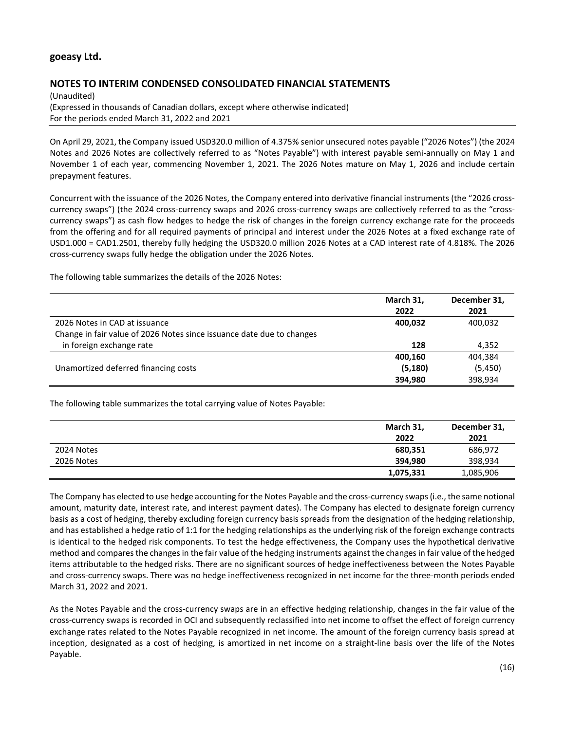On April 29, 2021, the Company issued USD320.0 million of 4.375% senior unsecured notes payable ("2026 Notes") (the 2024 Notes and 2026 Notes are collectively referred to as "Notes Payable") with interest payable semi-annually on May 1 and November 1 of each year, commencing November 1, 2021. The 2026 Notes mature on May 1, 2026 and include certain prepayment features.

Concurrent with the issuance of the 2026 Notes, the Company entered into derivative financial instruments (the "2026 cross-currency swaps") (the 2024 cross-currency swaps and 2026 cross-currency swaps are collectively referred to as the "cross-currency swaps") as cash flow hedges to hedge the risk of changes in the foreign currency exchange rate for the proceeds from the offering and for all required payments of principal and interest under the 2026 Notes at a fixed exchange rate of USD1.000 = CAD1.2501, thereby fully hedging the USD320.0 million 2026 Notes at a CAD interest rate of 4.818%. The 2026 cross-currency swaps fully hedge the obligation under the 2026 Notes.

The following table summarizes the details of the 2026 Notes:

| | March 31, 2022 | December 31, 2021 |
|---|---|---|
| 2026 Notes in CAD at issuance | **400,032** | 400,032 |
| Change in fair value of 2026 Notes since issuance date due to changes in foreign exchange rate | **128** | 4,352 |
| | **400,160** | 404,384 |
| Unamortized deferred financing costs | **(5,180)** | (5,450) |
| | **394,980** | 398,934 |

The following table summarizes the total carrying value of Notes Payable:

| | March 31, 2022 | December 31, 2021 |
|---|---|---|
| 2024 Notes | **680,351** | 686,972 |
| 2026 Notes | **394,980** | 398,934 |
| | **1,075,331** | 1,085,906 |

The Company has elected to use hedge accounting for the Notes Payable and the cross-currency swaps (i.e., the same notional amount, maturity date, interest rate, and interest payment dates). The Company has elected to designate foreign currency basis as a cost of hedging, thereby excluding foreign currency basis spreads from the designation of the hedging relationship, and has established a hedge ratio of 1:1 for the hedging relationships as the underlying risk of the foreign exchange contracts is identical to the hedged risk components. To test the hedge effectiveness, the Company uses the hypothetical derivative method and compares the changes in the fair value of the hedging instruments against the changes in fair value of the hedged items attributable to the hedged risks. There are no significant sources of hedge ineffectiveness between the Notes Payable and cross-currency swaps. There was no hedge ineffectiveness recognized in net income for the three-month periods ended March 31, 2022 and 2021.

As the Notes Payable and the cross-currency swaps are in an effective hedging relationship, changes in the fair value of the cross-currency swaps is recorded in OCI and subsequently reclassified into net income to offset the effect of foreign currency exchange rates related to the Notes Payable recognized in net income. The amount of the foreign currency basis spread at inception, designated as a cost of hedging, is amortized in net income on a straight-line basis over the life of the Notes Payable.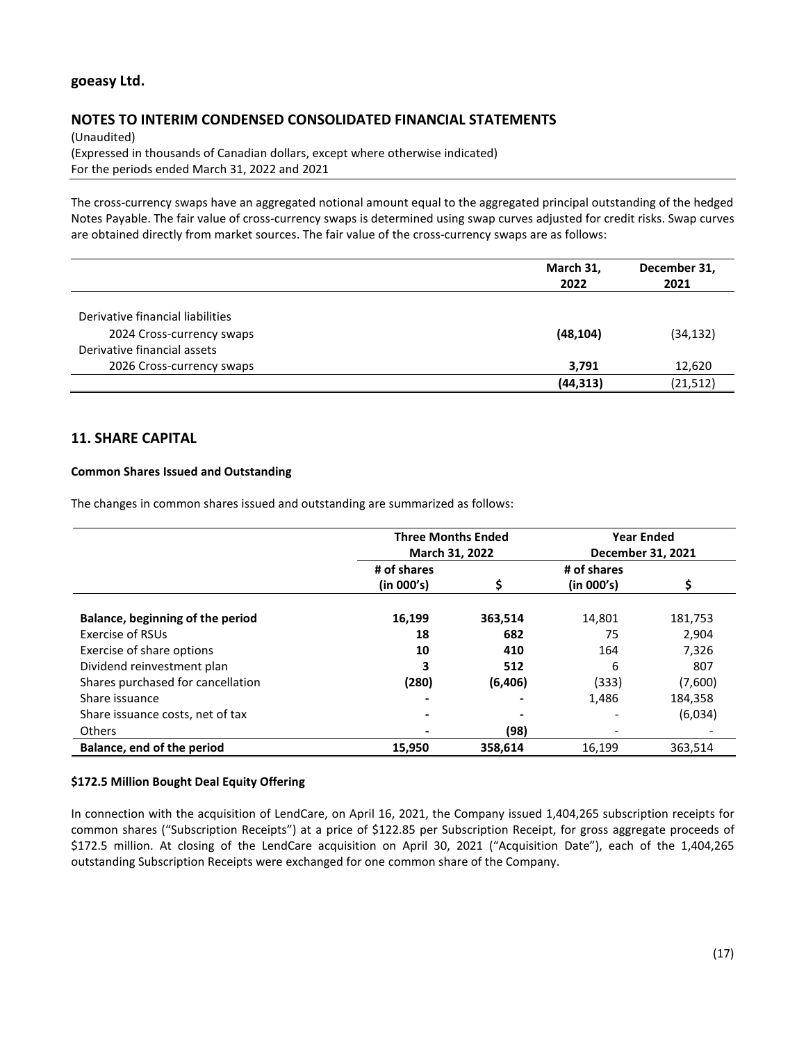The cross-currency swaps have an aggregated notional amount equal to the aggregated principal outstanding of the hedged Notes Payable. The fair value of cross-currency swaps is determined using swap curves adjusted for credit risks. Swap curves are obtained directly from market sources. The fair value of the cross-currency swaps are as follows:

| | March 31, 2022 | December 31, 2021 |
|---|---|---|
| Derivative financial liabilities | | |
| 2024 Cross-currency swaps | **(48,104)** | (34,132) |
| Derivative financial assets | | |
| 2026 Cross-currency swaps | **3,791** | 12,620 |
| | **(44,313)** | (21,512) |

## 11. SHARE CAPITAL

### Common Shares Issued and Outstanding

The changes in common shares issued and outstanding are summarized as follows:

| | Three Months Ended March 31, 2022 | | Year Ended December 31, 2021 | |
|---|---|---|---|---|
| | # of shares (in 000's) | $ | # of shares (in 000's) | $ |
| **Balance, beginning of the period** | **16,199** | **363,514** | 14,801 | 181,753 |
| Exercise of RSUs | **18** | **682** | 75 | 2,904 |
| Exercise of share options | **10** | **410** | 164 | 7,326 |
| Dividend reinvestment plan | **3** | **512** | 6 | 807 |
| Shares purchased for cancellation | **(280)** | **(6,406)** | (333) | (7,600) |
| Share issuance | **-** | **-** | 1,486 | 184,358 |
| Share issuance costs, net of tax | **-** | **-** | - | (6,034) |
| Others | **-** | **(98)** | - | - |
| **Balance, end of the period** | **15,950** | **358,614** | 16,199 | 363,514 |

### $172.5 Million Bought Deal Equity Offering

In connection with the acquisition of LendCare, on April 16, 2021, the Company issued 1,404,265 subscription receipts for common shares ("Subscription Receipts") at a price of $122.85 per Subscription Receipt, for gross aggregate proceeds of $172.5 million. At closing of the LendCare acquisition on April 30, 2021 ("Acquisition Date"), each of the 1,404,265 outstanding Subscription Receipts were exchanged for one common share of the Company.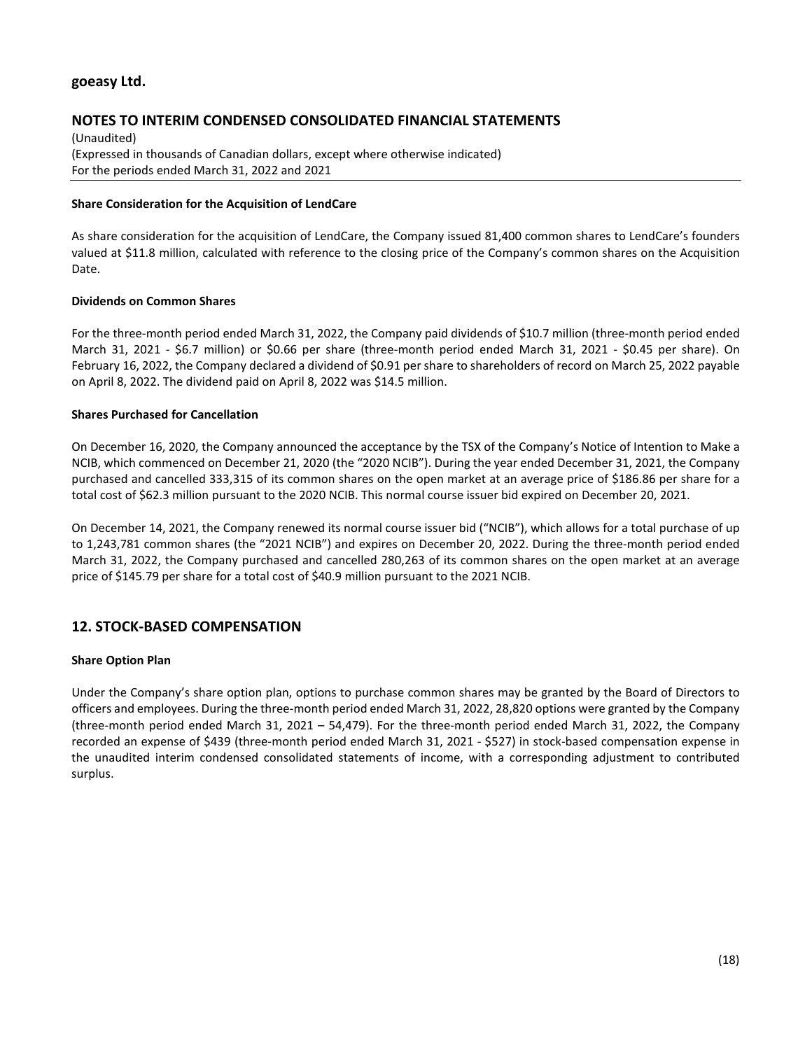**Share Consideration for the Acquisition of LendCare**

As share consideration for the acquisition of LendCare, the Company issued 81,400 common shares to LendCare's founders valued at $11.8 million, calculated with reference to the closing price of the Company's common shares on the Acquisition Date.

**Dividends on Common Shares**

For the three-month period ended March 31, 2022, the Company paid dividends of $10.7 million (three-month period ended March 31, 2021 - $6.7 million) or $0.66 per share (three-month period ended March 31, 2021 - $0.45 per share). On February 16, 2022, the Company declared a dividend of $0.91 per share to shareholders of record on March 25, 2022 payable on April 8, 2022. The dividend paid on April 8, 2022 was $14.5 million.

**Shares Purchased for Cancellation**

On December 16, 2020, the Company announced the acceptance by the TSX of the Company's Notice of Intention to Make a NCIB, which commenced on December 21, 2020 (the "2020 NCIB"). During the year ended December 31, 2021, the Company purchased and cancelled 333,315 of its common shares on the open market at an average price of $186.86 per share for a total cost of $62.3 million pursuant to the 2020 NCIB. This normal course issuer bid expired on December 20, 2021.

On December 14, 2021, the Company renewed its normal course issuer bid ("NCIB"), which allows for a total purchase of up to 1,243,781 common shares (the "2021 NCIB") and expires on December 20, 2022. During the three-month period ended March 31, 2022, the Company purchased and cancelled 280,263 of its common shares on the open market at an average price of $145.79 per share for a total cost of $40.9 million pursuant to the 2021 NCIB.

## 12. STOCK-BASED COMPENSATION

**Share Option Plan**

Under the Company's share option plan, options to purchase common shares may be granted by the Board of Directors to officers and employees. During the three-month period ended March 31, 2022, 28,820 options were granted by the Company (three-month period ended March 31, 2021 – 54,479). For the three-month period ended March 31, 2022, the Company recorded an expense of $439 (three-month period ended March 31, 2021 - $527) in stock-based compensation expense in the unaudited interim condensed consolidated statements of income, with a corresponding adjustment to contributed surplus.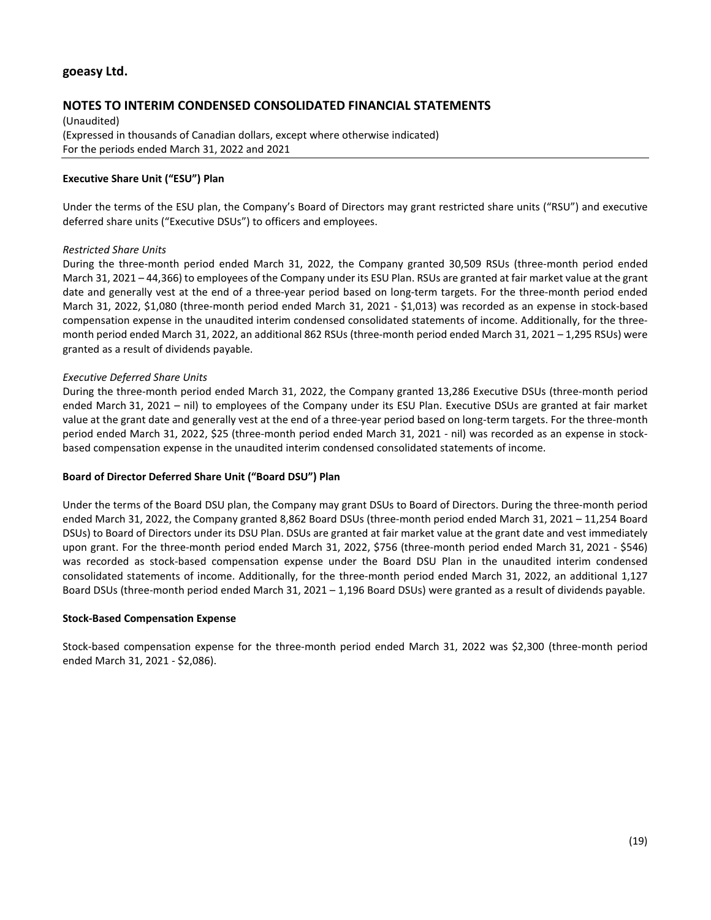### Executive Share Unit ("ESU") Plan

Under the terms of the ESU plan, the Company's Board of Directors may grant restricted share units ("RSU") and executive deferred share units ("Executive DSUs") to officers and employees.

*Restricted Share Units*

During the three-month period ended March 31, 2022, the Company granted 30,509 RSUs (three-month period ended March 31, 2021 – 44,366) to employees of the Company under its ESU Plan. RSUs are granted at fair market value at the grant date and generally vest at the end of a three-year period based on long-term targets. For the three-month period ended March 31, 2022, $1,080 (three-month period ended March 31, 2021 - $1,013) was recorded as an expense in stock-based compensation expense in the unaudited interim condensed consolidated statements of income. Additionally, for the three-month period ended March 31, 2022, an additional 862 RSUs (three-month period ended March 31, 2021 – 1,295 RSUs) were granted as a result of dividends payable.

*Executive Deferred Share Units*

During the three-month period ended March 31, 2022, the Company granted 13,286 Executive DSUs (three-month period ended March 31, 2021 – nil) to employees of the Company under its ESU Plan. Executive DSUs are granted at fair market value at the grant date and generally vest at the end of a three-year period based on long-term targets. For the three-month period ended March 31, 2022, $25 (three-month period ended March 31, 2021 - nil) was recorded as an expense in stock-based compensation expense in the unaudited interim condensed consolidated statements of income.

### Board of Director Deferred Share Unit ("Board DSU") Plan

Under the terms of the Board DSU plan, the Company may grant DSUs to Board of Directors. During the three-month period ended March 31, 2022, the Company granted 8,862 Board DSUs (three-month period ended March 31, 2021 – 11,254 Board DSUs) to Board of Directors under its DSU Plan. DSUs are granted at fair market value at the grant date and vest immediately upon grant. For the three-month period ended March 31, 2022, $756 (three-month period ended March 31, 2021 - $546) was recorded as stock-based compensation expense under the Board DSU Plan in the unaudited interim condensed consolidated statements of income. Additionally, for the three-month period ended March 31, 2022, an additional 1,127 Board DSUs (three-month period ended March 31, 2021 – 1,196 Board DSUs) were granted as a result of dividends payable.

### Stock-Based Compensation Expense

Stock-based compensation expense for the three-month period ended March 31, 2022 was $2,300 (three-month period ended March 31, 2021 - $2,086).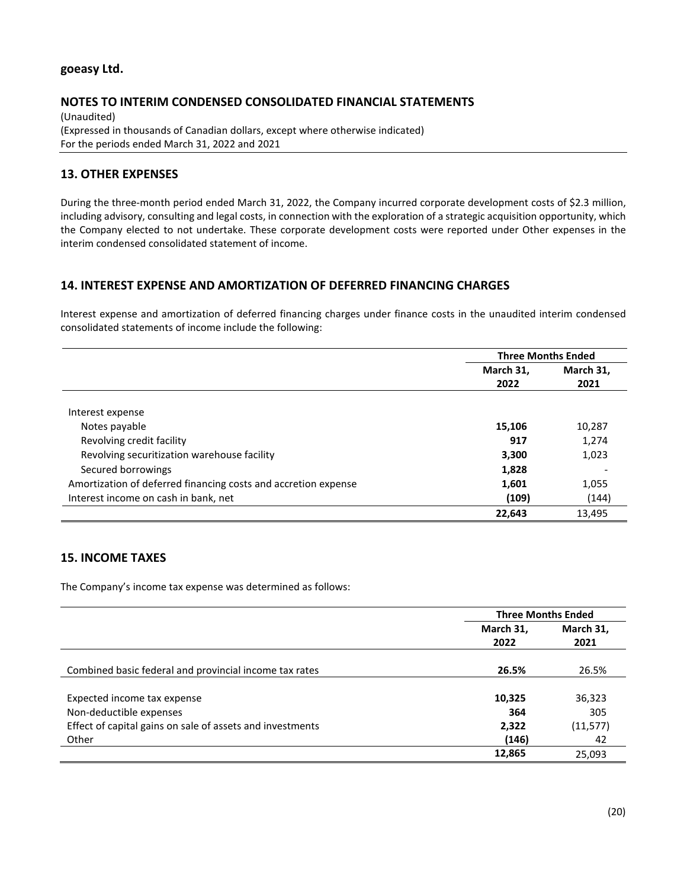**goeasy Ltd.**

## NOTES TO INTERIM CONDENSED CONSOLIDATED FINANCIAL STATEMENTS

(Unaudited)
(Expressed in thousands of Canadian dollars, except where otherwise indicated)
For the periods ended March 31, 2022 and 2021

## 13. OTHER EXPENSES

During the three-month period ended March 31, 2022, the Company incurred corporate development costs of $2.3 million, including advisory, consulting and legal costs, in connection with the exploration of a strategic acquisition opportunity, which the Company elected to not undertake. These corporate development costs were reported under Other expenses in the interim condensed consolidated statement of income.

## 14. INTEREST EXPENSE AND AMORTIZATION OF DEFERRED FINANCING CHARGES

Interest expense and amortization of deferred financing charges under finance costs in the unaudited interim condensed consolidated statements of income include the following:

| | Three Months Ended | |
|---|---|---|
| | **March 31, 2022** | **March 31, 2021** |
| Interest expense | | |
| Notes payable | **15,106** | 10,287 |
| Revolving credit facility | **917** | 1,274 |
| Revolving securitization warehouse facility | **3,300** | 1,023 |
| Secured borrowings | **1,828** | - |
| Amortization of deferred financing costs and accretion expense | **1,601** | 1,055 |
| Interest income on cash in bank, net | **(109)** | (144) |
| | **22,643** | 13,495 |

## 15. INCOME TAXES

The Company's income tax expense was determined as follows:

| | Three Months Ended | |
|---|---|---|
| | **March 31, 2022** | **March 31, 2021** |
| Combined basic federal and provincial income tax rates | **26.5%** | 26.5% |
| Expected income tax expense | **10,325** | 36,323 |
| Non-deductible expenses | **364** | 305 |
| Effect of capital gains on sale of assets and investments | **2,322** | (11,577) |
| Other | **(146)** | 42 |
| | **12,865** | 25,093 |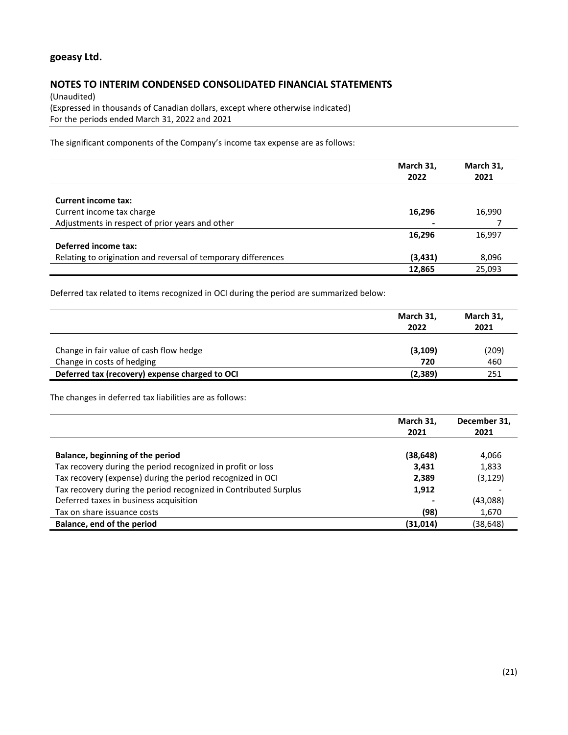# goeasy Ltd.

## NOTES TO INTERIM CONDENSED CONSOLIDATED FINANCIAL STATEMENTS

(Unaudited)
(Expressed in thousands of Canadian dollars, except where otherwise indicated)
For the periods ended March 31, 2022 and 2021

The significant components of the Company's income tax expense are as follows:

| | **March 31, 2022** | **March 31, 2021** |
|---|---|---|
| **Current income tax:** | | |
| Current income tax charge | **16,296** | 16,990 |
| Adjustments in respect of prior years and other | **-** | 7 |
| | **16,296** | 16,997 |
| **Deferred income tax:** | | |
| Relating to origination and reversal of temporary differences | **(3,431)** | 8,096 |
| | **12,865** | 25,093 |

Deferred tax related to items recognized in OCI during the period are summarized below:

| | **March 31, 2022** | **March 31, 2021** |
|---|---|---|
| Change in fair value of cash flow hedge | **(3,109)** | (209) |
| Change in costs of hedging | **720** | 460 |
| **Deferred tax (recovery) expense charged to OCI** | **(2,389)** | 251 |

The changes in deferred tax liabilities are as follows:

| | **March 31, 2021** | **December 31, 2021** |
|---|---|---|
| **Balance, beginning of the period** | **(38,648)** | 4,066 |
| Tax recovery during the period recognized in profit or loss | **3,431** | 1,833 |
| Tax recovery (expense) during the period recognized in OCI | **2,389** | (3,129) |
| Tax recovery during the period recognized in Contributed Surplus | **1,912** | - |
| Deferred taxes in business acquisition | **-** | (43,088) |
| Tax on share issuance costs | **(98)** | 1,670 |
| **Balance, end of the period** | **(31,014)** | (38,648) |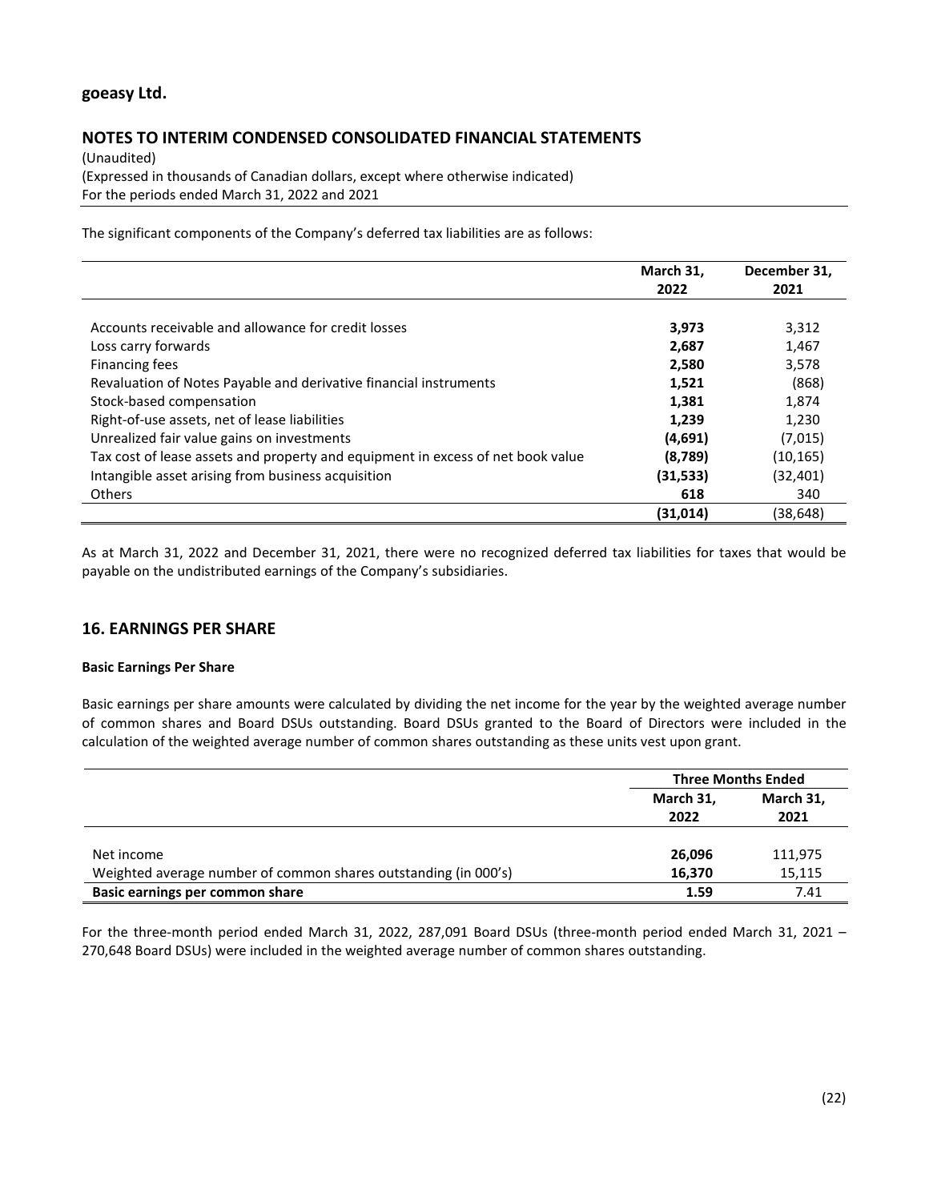The significant components of the Company's deferred tax liabilities are as follows:

| | March 31, 2022 | December 31, 2021 |
|---|---|---|
| Accounts receivable and allowance for credit losses | **3,973** | 3,312 |
| Loss carry forwards | **2,687** | 1,467 |
| Financing fees | **2,580** | 3,578 |
| Revaluation of Notes Payable and derivative financial instruments | **1,521** | (868) |
| Stock-based compensation | **1,381** | 1,874 |
| Right-of-use assets, net of lease liabilities | **1,239** | 1,230 |
| Unrealized fair value gains on investments | **(4,691)** | (7,015) |
| Tax cost of lease assets and property and equipment in excess of net book value | **(8,789)** | (10,165) |
| Intangible asset arising from business acquisition | **(31,533)** | (32,401) |
| Others | **618** | 340 |
| | **(31,014)** | (38,648) |

As at March 31, 2022 and December 31, 2021, there were no recognized deferred tax liabilities for taxes that would be payable on the undistributed earnings of the Company's subsidiaries.

## 16. EARNINGS PER SHARE

**Basic Earnings Per Share**

Basic earnings per share amounts were calculated by dividing the net income for the year by the weighted average number of common shares and Board DSUs outstanding. Board DSUs granted to the Board of Directors were included in the calculation of the weighted average number of common shares outstanding as these units vest upon grant.

| | Three Months Ended | |
|---|---|---|
| | March 31, 2022 | March 31, 2021 |
| Net income | **26,096** | 111,975 |
| Weighted average number of common shares outstanding (in 000's) | **16,370** | 15,115 |
| **Basic earnings per common share** | **1.59** | 7.41 |

For the three-month period ended March 31, 2022, 287,091 Board DSUs (three-month period ended March 31, 2021 – 270,648 Board DSUs) were included in the weighted average number of common shares outstanding.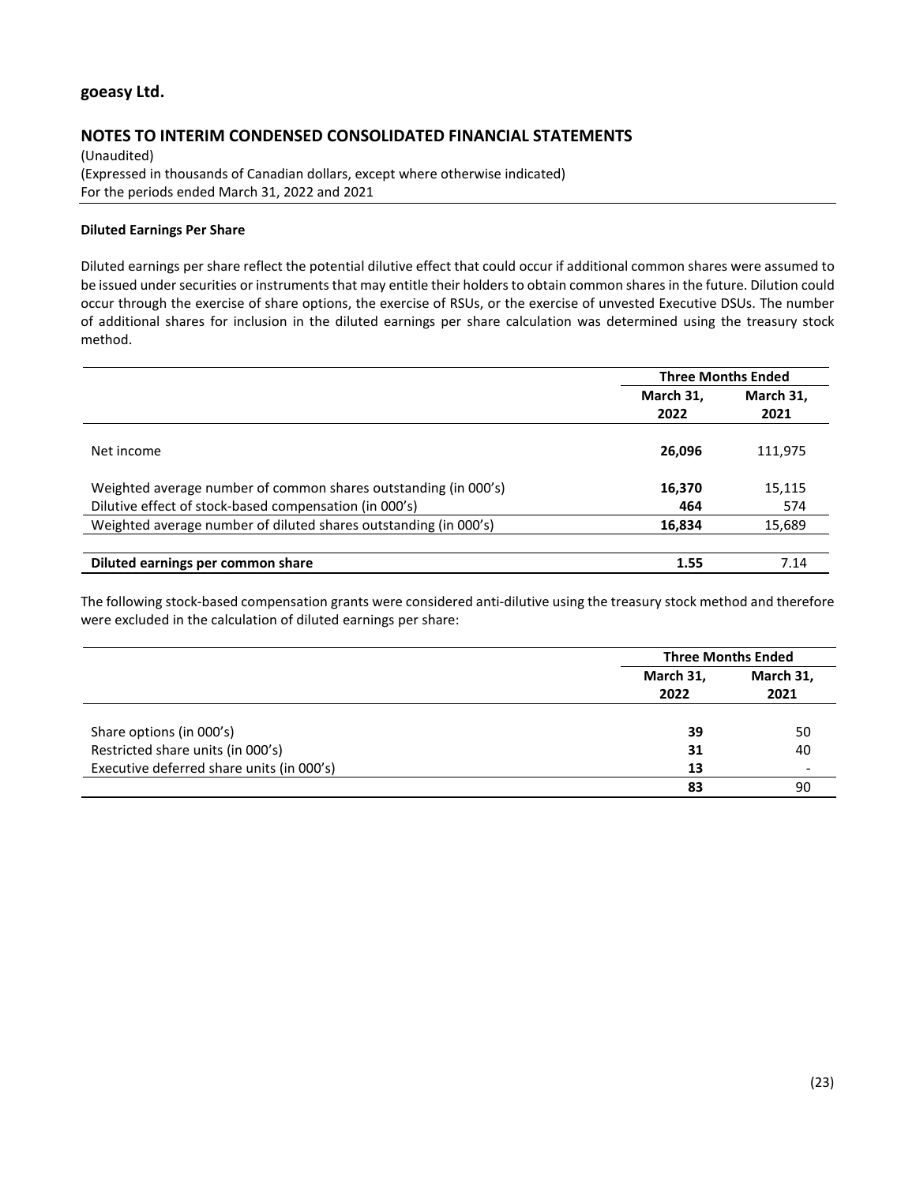# goeasy Ltd.

## NOTES TO INTERIM CONDENSED CONSOLIDATED FINANCIAL STATEMENTS

(Unaudited)
(Expressed in thousands of Canadian dollars, except where otherwise indicated)
For the periods ended March 31, 2022 and 2021

**Diluted Earnings Per Share**

Diluted earnings per share reflect the potential dilutive effect that could occur if additional common shares were assumed to be issued under securities or instruments that may entitle their holders to obtain common shares in the future. Dilution could occur through the exercise of share options, the exercise of RSUs, or the exercise of unvested Executive DSUs. The number of additional shares for inclusion in the diluted earnings per share calculation was determined using the treasury stock method.

| | Three Months Ended | |
|---|---|---|
| | **March 31, 2022** | **March 31, 2021** |
| Net income | **26,096** | 111,975 |
| Weighted average number of common shares outstanding (in 000's) | **16,370** | 15,115 |
| Dilutive effect of stock-based compensation (in 000's) | **464** | 574 |
| Weighted average number of diluted shares outstanding (in 000's) | **16,834** | 15,689 |
| **Diluted earnings per common share** | **1.55** | 7.14 |

The following stock-based compensation grants were considered anti-dilutive using the treasury stock method and therefore were excluded in the calculation of diluted earnings per share:

| | Three Months Ended | |
|---|---|---|
| | **March 31, 2022** | **March 31, 2021** |
| Share options (in 000's) | **39** | 50 |
| Restricted share units (in 000's) | **31** | 40 |
| Executive deferred share units (in 000's) | **13** | - |
| | **83** | 90 |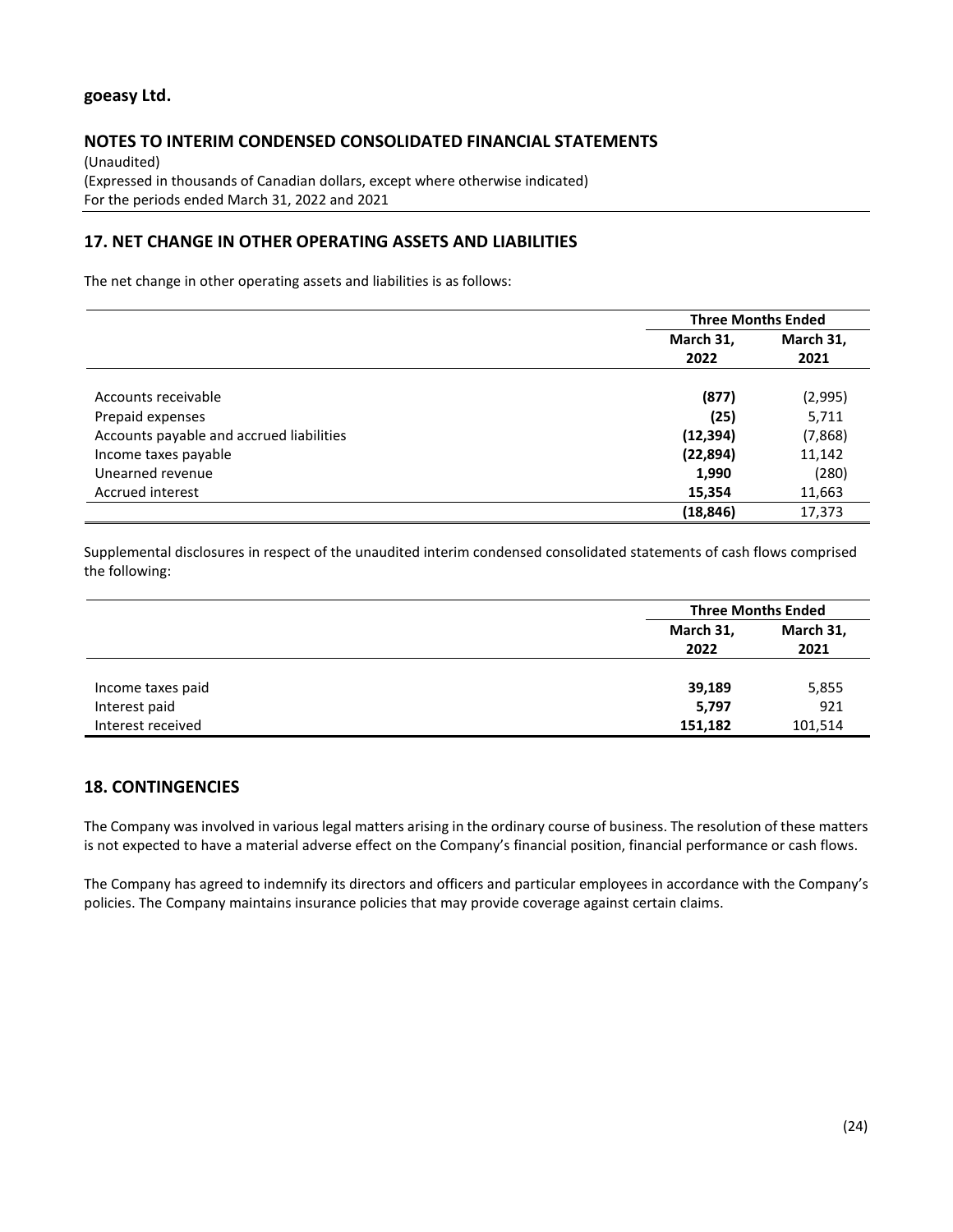goeasy Ltd.

## NOTES TO INTERIM CONDENSED CONSOLIDATED FINANCIAL STATEMENTS

(Unaudited)
(Expressed in thousands of Canadian dollars, except where otherwise indicated)
For the periods ended March 31, 2022 and 2021

## 17. NET CHANGE IN OTHER OPERATING ASSETS AND LIABILITIES

The net change in other operating assets and liabilities is as follows:

| | Three Months Ended | |
|---|---|---|
| | **March 31, 2022** | **March 31, 2021** |
| Accounts receivable | **(877)** | (2,995) |
| Prepaid expenses | **(25)** | 5,711 |
| Accounts payable and accrued liabilities | **(12,394)** | (7,868) |
| Income taxes payable | **(22,894)** | 11,142 |
| Unearned revenue | **1,990** | (280) |
| Accrued interest | **15,354** | 11,663 |
| | **(18,846)** | 17,373 |

Supplemental disclosures in respect of the unaudited interim condensed consolidated statements of cash flows comprised the following:

| | Three Months Ended | |
|---|---|---|
| | **March 31, 2022** | **March 31, 2021** |
| Income taxes paid | **39,189** | 5,855 |
| Interest paid | **5,797** | 921 |
| Interest received | **151,182** | 101,514 |

## 18. CONTINGENCIES

The Company was involved in various legal matters arising in the ordinary course of business. The resolution of these matters is not expected to have a material adverse effect on the Company's financial position, financial performance or cash flows.

The Company has agreed to indemnify its directors and officers and particular employees in accordance with the Company's policies. The Company maintains insurance policies that may provide coverage against certain claims.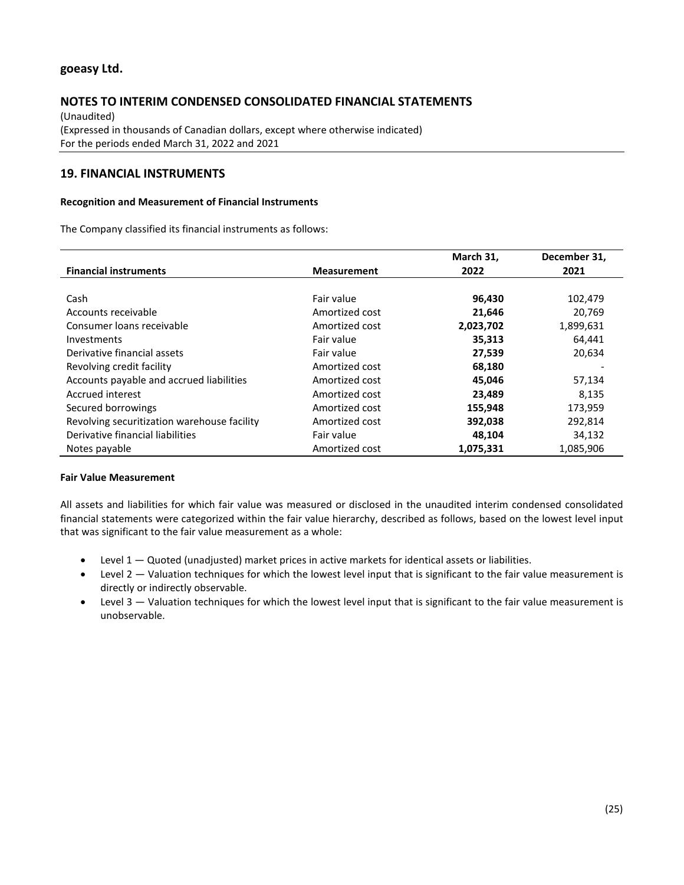**goeasy Ltd.**

## NOTES TO INTERIM CONDENSED CONSOLIDATED FINANCIAL STATEMENTS

(Unaudited)
(Expressed in thousands of Canadian dollars, except where otherwise indicated)
For the periods ended March 31, 2022 and 2021

## 19. FINANCIAL INSTRUMENTS

### Recognition and Measurement of Financial Instruments

The Company classified its financial instruments as follows:

| Financial instruments | Measurement | March 31, 2022 | December 31, 2021 |
|---|---|---|---|
| Cash | Fair value | **96,430** | 102,479 |
| Accounts receivable | Amortized cost | **21,646** | 20,769 |
| Consumer loans receivable | Amortized cost | **2,023,702** | 1,899,631 |
| Investments | Fair value | **35,313** | 64,441 |
| Derivative financial assets | Fair value | **27,539** | 20,634 |
| Revolving credit facility | Amortized cost | **68,180** | - |
| Accounts payable and accrued liabilities | Amortized cost | **45,046** | 57,134 |
| Accrued interest | Amortized cost | **23,489** | 8,135 |
| Secured borrowings | Amortized cost | **155,948** | 173,959 |
| Revolving securitization warehouse facility | Amortized cost | **392,038** | 292,814 |
| Derivative financial liabilities | Fair value | **48,104** | 34,132 |
| Notes payable | Amortized cost | **1,075,331** | 1,085,906 |

### Fair Value Measurement

All assets and liabilities for which fair value was measured or disclosed in the unaudited interim condensed consolidated financial statements were categorized within the fair value hierarchy, described as follows, based on the lowest level input that was significant to the fair value measurement as a whole:

- Level 1 — Quoted (unadjusted) market prices in active markets for identical assets or liabilities.
- Level 2 — Valuation techniques for which the lowest level input that is significant to the fair value measurement is directly or indirectly observable.
- Level 3 — Valuation techniques for which the lowest level input that is significant to the fair value measurement is unobservable.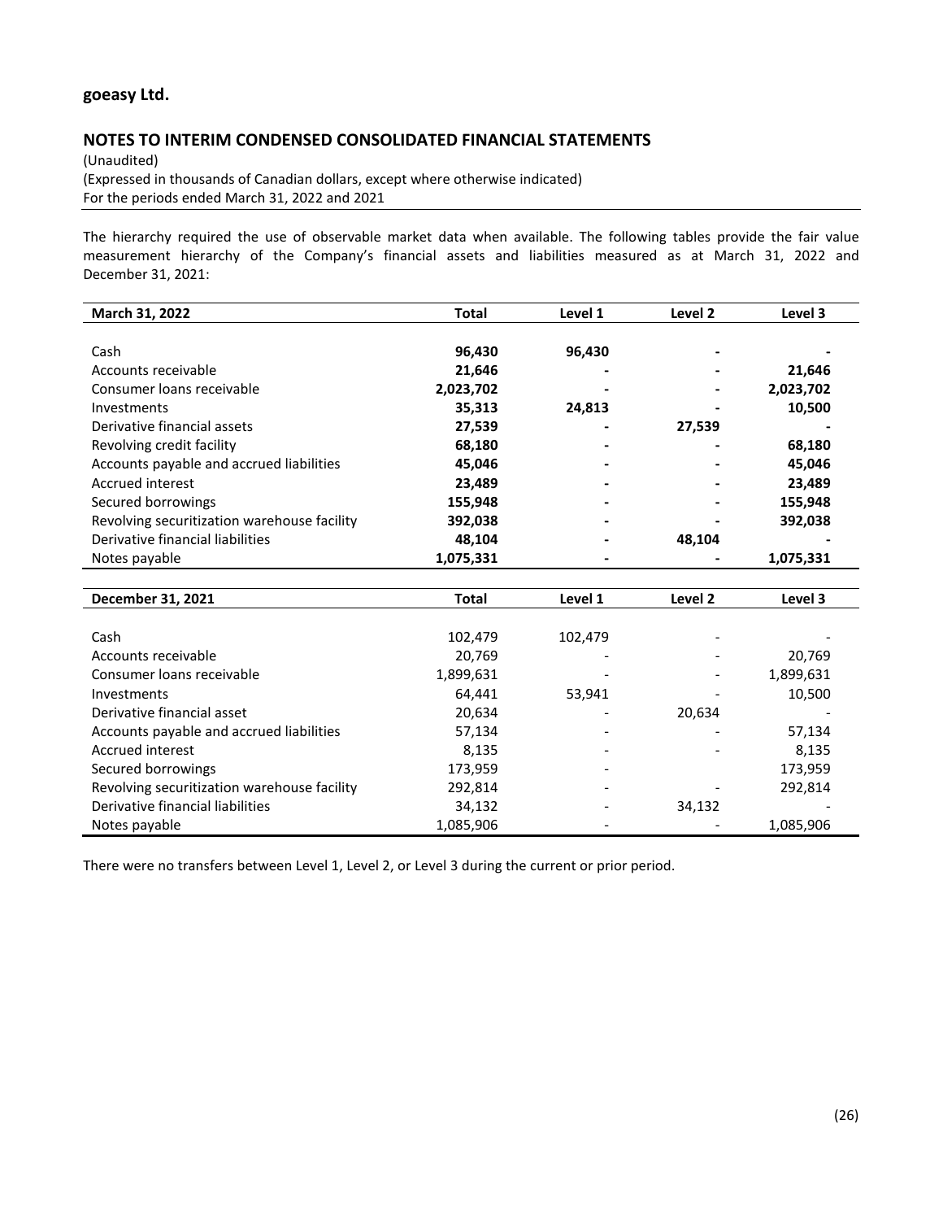The hierarchy required the use of observable market data when available. The following tables provide the fair value measurement hierarchy of the Company's financial assets and liabilities measured as at March 31, 2022 and December 31, 2021:

| March 31, 2022 | Total | Level 1 | Level 2 | Level 3 |
|---|---|---|---|---|
| Cash | **96,430** | **96,430** | **-** | **-** |
| Accounts receivable | **21,646** | **-** | **-** | **21,646** |
| Consumer loans receivable | **2,023,702** | **-** | **-** | **2,023,702** |
| Investments | **35,313** | **24,813** | **-** | **10,500** |
| Derivative financial assets | **27,539** | **-** | **27,539** | **-** |
| Revolving credit facility | **68,180** | **-** | **-** | **68,180** |
| Accounts payable and accrued liabilities | **45,046** | **-** | **-** | **45,046** |
| Accrued interest | **23,489** | **-** | **-** | **23,489** |
| Secured borrowings | **155,948** | **-** | **-** | **155,948** |
| Revolving securitization warehouse facility | **392,038** | **-** | **-** | **392,038** |
| Derivative financial liabilities | **48,104** | **-** | **48,104** | **-** |
| Notes payable | **1,075,331** | **-** | **-** | **1,075,331** |

| December 31, 2021 | Total | Level 1 | Level 2 | Level 3 |
|---|---|---|---|---|
| Cash | 102,479 | 102,479 | - | - |
| Accounts receivable | 20,769 | - | - | 20,769 |
| Consumer loans receivable | 1,899,631 | - | - | 1,899,631 |
| Investments | 64,441 | 53,941 | - | 10,500 |
| Derivative financial asset | 20,634 | - | 20,634 | - |
| Accounts payable and accrued liabilities | 57,134 | - | - | 57,134 |
| Accrued interest | 8,135 | - | - | 8,135 |
| Secured borrowings | 173,959 | - | | 173,959 |
| Revolving securitization warehouse facility | 292,814 | - | - | 292,814 |
| Derivative financial liabilities | 34,132 | - | 34,132 | - |
| Notes payable | 1,085,906 | - | - | 1,085,906 |

There were no transfers between Level 1, Level 2, or Level 3 during the current or prior period.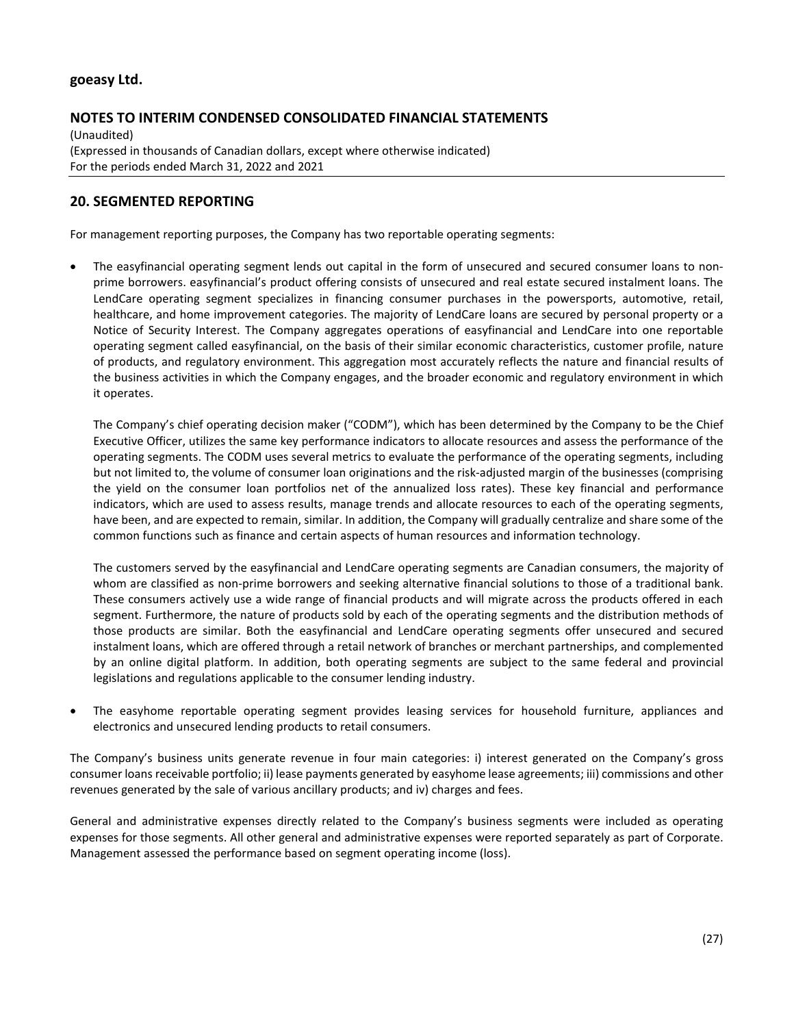## 20. SEGMENTED REPORTING

For management reporting purposes, the Company has two reportable operating segments:

- The easyfinancial operating segment lends out capital in the form of unsecured and secured consumer loans to non-prime borrowers. easyfinancial's product offering consists of unsecured and real estate secured instalment loans. The LendCare operating segment specializes in financing consumer purchases in the powersports, automotive, retail, healthcare, and home improvement categories. The majority of LendCare loans are secured by personal property or a Notice of Security Interest. The Company aggregates operations of easyfinancial and LendCare into one reportable operating segment called easyfinancial, on the basis of their similar economic characteristics, customer profile, nature of products, and regulatory environment. This aggregation most accurately reflects the nature and financial results of the business activities in which the Company engages, and the broader economic and regulatory environment in which it operates.

  The Company's chief operating decision maker ("CODM"), which has been determined by the Company to be the Chief Executive Officer, utilizes the same key performance indicators to allocate resources and assess the performance of the operating segments. The CODM uses several metrics to evaluate the performance of the operating segments, including but not limited to, the volume of consumer loan originations and the risk-adjusted margin of the businesses (comprising the yield on the consumer loan portfolios net of the annualized loss rates). These key financial and performance indicators, which are used to assess results, manage trends and allocate resources to each of the operating segments, have been, and are expected to remain, similar. In addition, the Company will gradually centralize and share some of the common functions such as finance and certain aspects of human resources and information technology.

  The customers served by the easyfinancial and LendCare operating segments are Canadian consumers, the majority of whom are classified as non-prime borrowers and seeking alternative financial solutions to those of a traditional bank. These consumers actively use a wide range of financial products and will migrate across the products offered in each segment. Furthermore, the nature of products sold by each of the operating segments and the distribution methods of those products are similar. Both the easyfinancial and LendCare operating segments offer unsecured and secured instalment loans, which are offered through a retail network of branches or merchant partnerships, and complemented by an online digital platform. In addition, both operating segments are subject to the same federal and provincial legislations and regulations applicable to the consumer lending industry.

- The easyhome reportable operating segment provides leasing services for household furniture, appliances and electronics and unsecured lending products to retail consumers.

The Company's business units generate revenue in four main categories: i) interest generated on the Company's gross consumer loans receivable portfolio; ii) lease payments generated by easyhome lease agreements; iii) commissions and other revenues generated by the sale of various ancillary products; and iv) charges and fees.

General and administrative expenses directly related to the Company's business segments were included as operating expenses for those segments. All other general and administrative expenses were reported separately as part of Corporate. Management assessed the performance based on segment operating income (loss).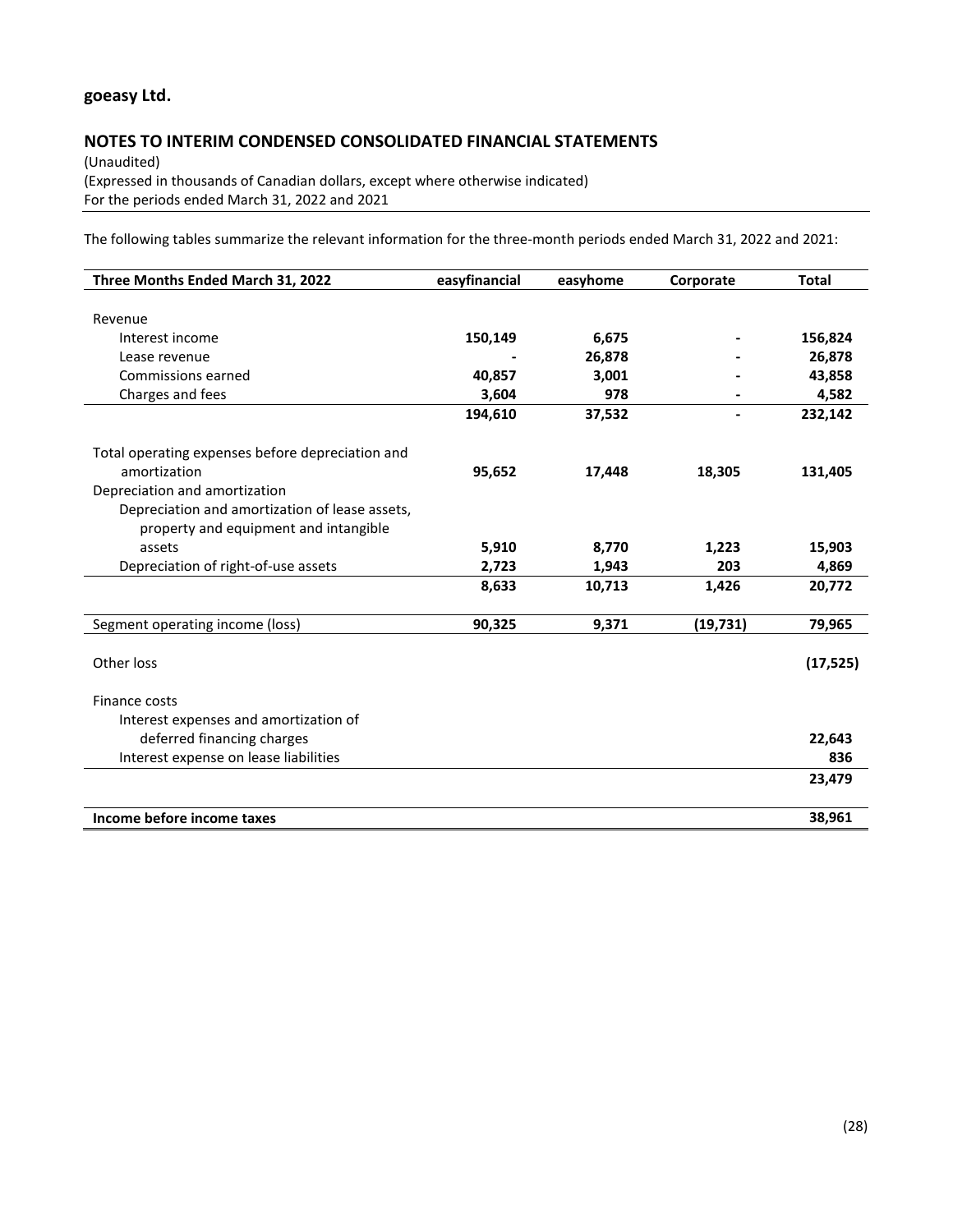**goeasy Ltd.**

## NOTES TO INTERIM CONDENSED CONSOLIDATED FINANCIAL STATEMENTS

(Unaudited)
(Expressed in thousands of Canadian dollars, except where otherwise indicated)
For the periods ended March 31, 2022 and 2021

The following tables summarize the relevant information for the three-month periods ended March 31, 2022 and 2021:

| Three Months Ended March 31, 2022 | easyfinancial | easyhome | Corporate | Total |
|---|---|---|---|---|
| Revenue | | | | |
| Interest income | **150,149** | **6,675** | **-** | **156,824** |
| Lease revenue | **-** | **26,878** | **-** | **26,878** |
| Commissions earned | **40,857** | **3,001** | **-** | **43,858** |
| Charges and fees | **3,604** | **978** | **-** | **4,582** |
| | **194,610** | **37,532** | **-** | **232,142** |
| Total operating expenses before depreciation and amortization | **95,652** | **17,448** | **18,305** | **131,405** |
| Depreciation and amortization | | | | |
| Depreciation and amortization of lease assets, property and equipment and intangible assets | **5,910** | **8,770** | **1,223** | **15,903** |
| Depreciation of right-of-use assets | **2,723** | **1,943** | **203** | **4,869** |
| | **8,633** | **10,713** | **1,426** | **20,772** |
| Segment operating income (loss) | **90,325** | **9,371** | **(19,731)** | **79,965** |
| Other loss | | | | **(17,525)** |
| Finance costs | | | | |
| Interest expenses and amortization of deferred financing charges | | | | **22,643** |
| Interest expense on lease liabilities | | | | **836** |
| | | | | **23,479** |
| **Income before income taxes** | | | | **38,961** |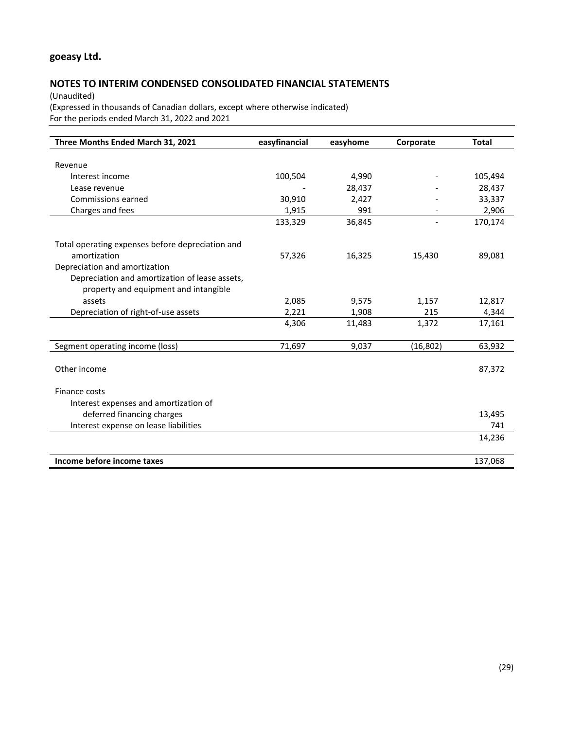## goeasy Ltd.

## NOTES TO INTERIM CONDENSED CONSOLIDATED FINANCIAL STATEMENTS

(Unaudited)
(Expressed in thousands of Canadian dollars, except where otherwise indicated)
For the periods ended March 31, 2022 and 2021

| Three Months Ended March 31, 2021 | easyfinancial | easyhome | Corporate | Total |
|---|---|---|---|---|
| Revenue | | | | |
| Interest income | 100,504 | 4,990 | - | 105,494 |
| Lease revenue | - | 28,437 | - | 28,437 |
| Commissions earned | 30,910 | 2,427 | - | 33,337 |
| Charges and fees | 1,915 | 991 | - | 2,906 |
| | 133,329 | 36,845 | - | 170,174 |
| Total operating expenses before depreciation and amortization | 57,326 | 16,325 | 15,430 | 89,081 |
| Depreciation and amortization | | | | |
| Depreciation and amortization of lease assets, property and equipment and intangible assets | 2,085 | 9,575 | 1,157 | 12,817 |
| Depreciation of right-of-use assets | 2,221 | 1,908 | 215 | 4,344 |
| | 4,306 | 11,483 | 1,372 | 17,161 |
| Segment operating income (loss) | 71,697 | 9,037 | (16,802) | 63,932 |
| Other income | | | | 87,372 |
| Finance costs | | | | |
| Interest expenses and amortization of deferred financing charges | | | | 13,495 |
| Interest expense on lease liabilities | | | | 741 |
| | | | | 14,236 |
| **Income before income taxes** | | | | 137,068 |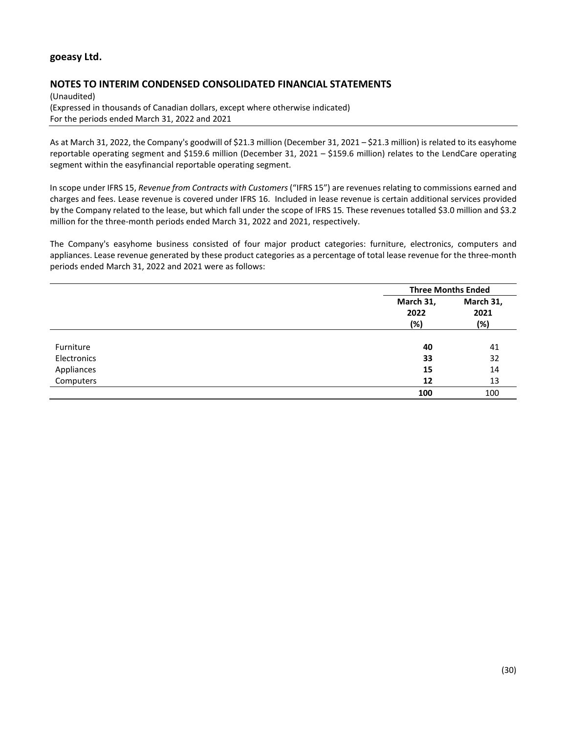## goeasy Ltd.

## NOTES TO INTERIM CONDENSED CONSOLIDATED FINANCIAL STATEMENTS

(Unaudited)
(Expressed in thousands of Canadian dollars, except where otherwise indicated)
For the periods ended March 31, 2022 and 2021

As at March 31, 2022, the Company's goodwill of $21.3 million (December 31, 2021 – $21.3 million) is related to its easyhome reportable operating segment and $159.6 million (December 31, 2021 – $159.6 million) relates to the LendCare operating segment within the easyfinancial reportable operating segment.

In scope under IFRS 15, *Revenue from Contracts with Customers* ("IFRS 15") are revenues relating to commissions earned and charges and fees. Lease revenue is covered under IFRS 16. Included in lease revenue is certain additional services provided by the Company related to the lease, but which fall under the scope of IFRS 15. These revenues totalled $3.0 million and $3.2 million for the three-month periods ended March 31, 2022 and 2021, respectively.

The Company's easyhome business consisted of four major product categories: furniture, electronics, computers and appliances. Lease revenue generated by these product categories as a percentage of total lease revenue for the three-month periods ended March 31, 2022 and 2021 were as follows:

| | Three Months Ended | |
|---|---|---|
| | **March 31, 2022 (%)** | **March 31, 2021 (%)** |
| Furniture | **40** | 41 |
| Electronics | **33** | 32 |
| Appliances | **15** | 14 |
| Computers | **12** | 13 |
| | **100** | 100 |